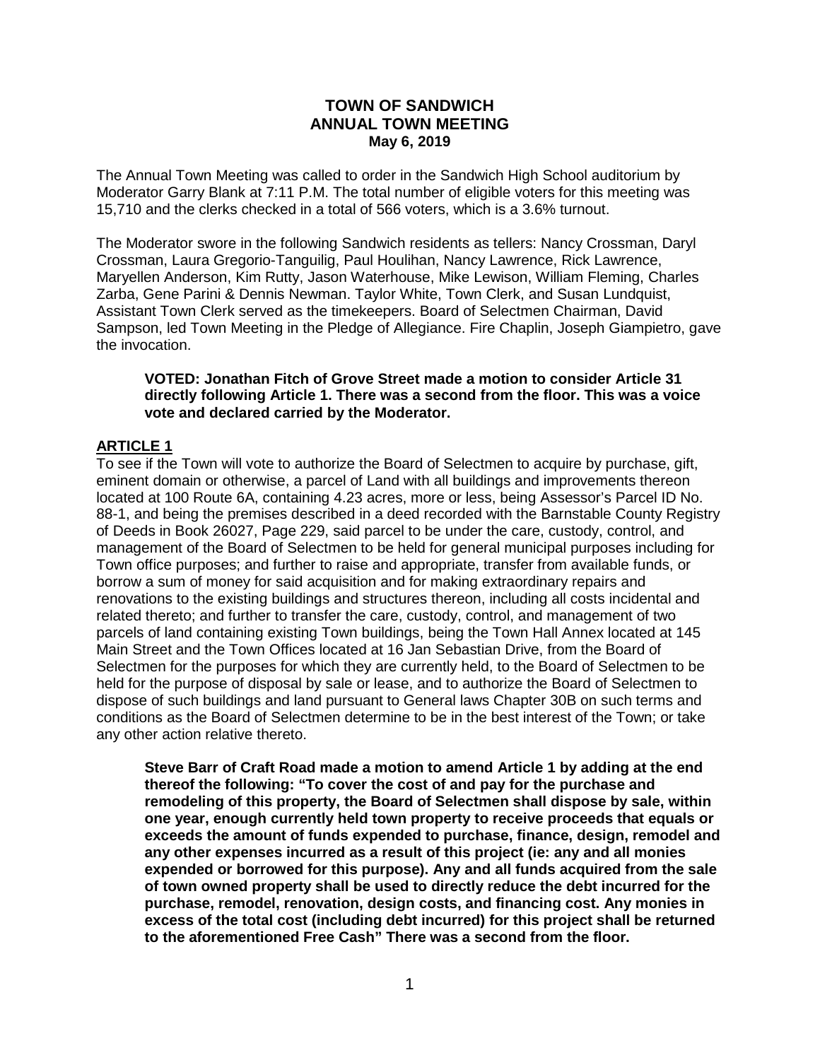# TOWN OF SANDWICH
# ANNUAL TOWN MEETING
## May 6, 2019

The Annual Town Meeting was called to order in the Sandwich High School auditorium by Moderator Garry Blank at 7:11 P.M. The total number of eligible voters for this meeting was 15,710 and the clerks checked in a total of 566 voters, which is a 3.6% turnout.

The Moderator swore in the following Sandwich residents as tellers: Nancy Crossman, Daryl Crossman, Laura Gregorio-Tanguilig, Paul Houlihan, Nancy Lawrence, Rick Lawrence, Maryellen Anderson, Kim Rutty, Jason Waterhouse, Mike Lewison, William Fleming, Charles Zarba, Gene Parini & Dennis Newman. Taylor White, Town Clerk, and Susan Lundquist, Assistant Town Clerk served as the timekeepers. Board of Selectmen Chairman, David Sampson, led Town Meeting in the Pledge of Allegiance. Fire Chaplin, Joseph Giampietro, gave the invocation.

> **VOTED: Jonathan Fitch of Grove Street made a motion to consider Article 31 directly following Article 1. There was a second from the floor. This was a voice vote and declared carried by the Moderator.**

## ARTICLE 1

To see if the Town will vote to authorize the Board of Selectmen to acquire by purchase, gift, eminent domain or otherwise, a parcel of Land with all buildings and improvements thereon located at 100 Route 6A, containing 4.23 acres, more or less, being Assessor's Parcel ID No. 88-1, and being the premises described in a deed recorded with the Barnstable County Registry of Deeds in Book 26027, Page 229, said parcel to be under the care, custody, control, and management of the Board of Selectmen to be held for general municipal purposes including for Town office purposes; and further to raise and appropriate, transfer from available funds, or borrow a sum of money for said acquisition and for making extraordinary repairs and renovations to the existing buildings and structures thereon, including all costs incidental and related thereto; and further to transfer the care, custody, control, and management of two parcels of land containing existing Town buildings, being the Town Hall Annex located at 145 Main Street and the Town Offices located at 16 Jan Sebastian Drive, from the Board of Selectmen for the purposes for which they are currently held, to the Board of Selectmen to be held for the purpose of disposal by sale or lease, and to authorize the Board of Selectmen to dispose of such buildings and land pursuant to General laws Chapter 30B on such terms and conditions as the Board of Selectmen determine to be in the best interest of the Town; or take any other action relative thereto.

> **Steve Barr of Craft Road made a motion to amend Article 1 by adding at the end thereof the following: "To cover the cost of and pay for the purchase and remodeling of this property, the Board of Selectmen shall dispose by sale, within one year, enough currently held town property to receive proceeds that equals or exceeds the amount of funds expended to purchase, finance, design, remodel and any other expenses incurred as a result of this project (ie: any and all monies expended or borrowed for this purpose). Any and all funds acquired from the sale of town owned property shall be used to directly reduce the debt incurred for the purchase, remodel, renovation, design costs, and financing cost. Any monies in excess of the total cost (including debt incurred) for this project shall be returned to the aforementioned Free Cash" There was a second from the floor.**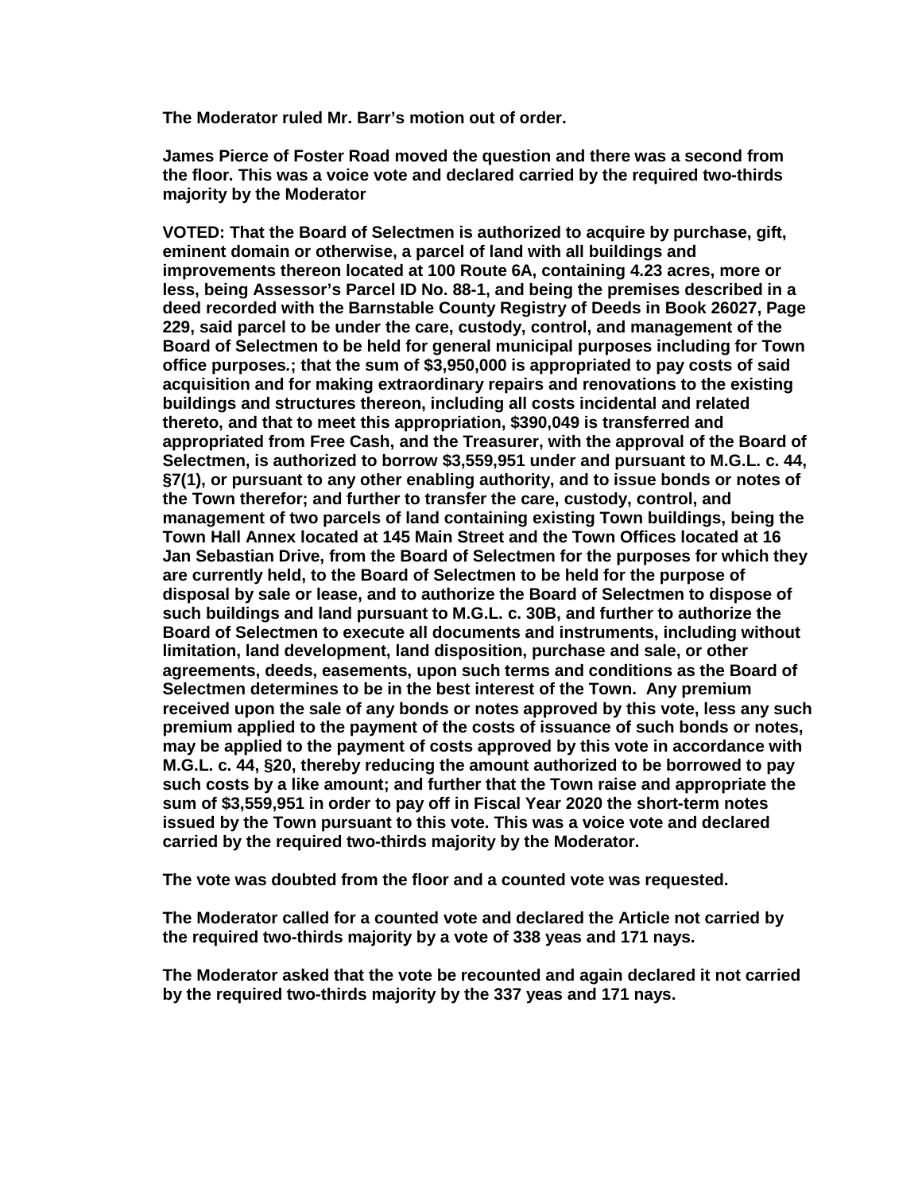**The Moderator ruled Mr. Barr's motion out of order.**

**James Pierce of Foster Road moved the question and there was a second from the floor. This was a voice vote and declared carried by the required two-thirds majority by the Moderator**

**VOTED: That the Board of Selectmen is authorized to acquire by purchase, gift, eminent domain or otherwise, a parcel of land with all buildings and improvements thereon located at 100 Route 6A, containing 4.23 acres, more or less, being Assessor's Parcel ID No. 88-1, and being the premises described in a deed recorded with the Barnstable County Registry of Deeds in Book 26027, Page 229, said parcel to be under the care, custody, control, and management of the Board of Selectmen to be held for general municipal purposes including for Town office purposes.; that the sum of $3,950,000 is appropriated to pay costs of said acquisition and for making extraordinary repairs and renovations to the existing buildings and structures thereon, including all costs incidental and related thereto, and that to meet this appropriation, $390,049 is transferred and appropriated from Free Cash, and the Treasurer, with the approval of the Board of Selectmen, is authorized to borrow $3,559,951 under and pursuant to M.G.L. c. 44, §7(1), or pursuant to any other enabling authority, and to issue bonds or notes of the Town therefor; and further to transfer the care, custody, control, and management of two parcels of land containing existing Town buildings, being the Town Hall Annex located at 145 Main Street and the Town Offices located at 16 Jan Sebastian Drive, from the Board of Selectmen for the purposes for which they are currently held, to the Board of Selectmen to be held for the purpose of disposal by sale or lease, and to authorize the Board of Selectmen to dispose of such buildings and land pursuant to M.G.L. c. 30B, and further to authorize the Board of Selectmen to execute all documents and instruments, including without limitation, land development, land disposition, purchase and sale, or other agreements, deeds, easements, upon such terms and conditions as the Board of Selectmen determines to be in the best interest of the Town. Any premium received upon the sale of any bonds or notes approved by this vote, less any such premium applied to the payment of the costs of issuance of such bonds or notes, may be applied to the payment of costs approved by this vote in accordance with M.G.L. c. 44, §20, thereby reducing the amount authorized to be borrowed to pay such costs by a like amount; and further that the Town raise and appropriate the sum of $3,559,951 in order to pay off in Fiscal Year 2020 the short-term notes issued by the Town pursuant to this vote. This was a voice vote and declared carried by the required two-thirds majority by the Moderator.**

**The vote was doubted from the floor and a counted vote was requested.**

**The Moderator called for a counted vote and declared the Article not carried by the required two-thirds majority by a vote of 338 yeas and 171 nays.**

**The Moderator asked that the vote be recounted and again declared it not carried by the required two-thirds majority by the 337 yeas and 171 nays.**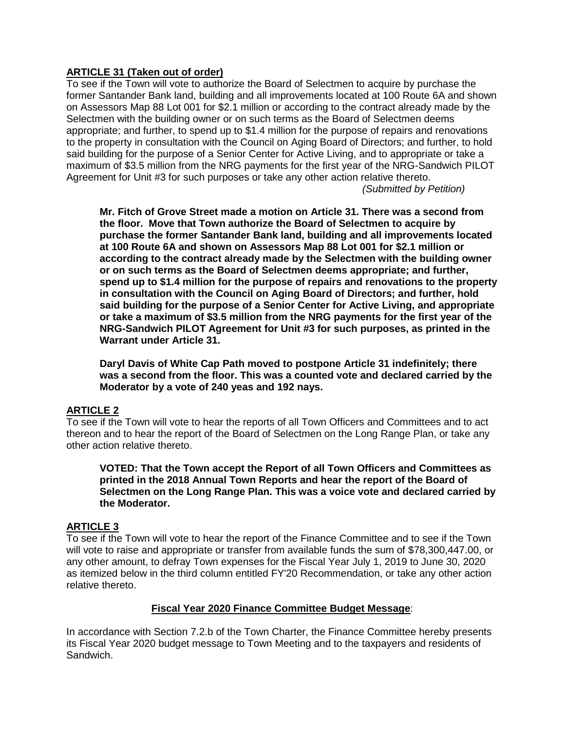**ARTICLE 31 (Taken out of order)**

To see if the Town will vote to authorize the Board of Selectmen to acquire by purchase the former Santander Bank land, building and all improvements located at 100 Route 6A and shown on Assessors Map 88 Lot 001 for $2.1 million or according to the contract already made by the Selectmen with the building owner or on such terms as the Board of Selectmen deems appropriate; and further, to spend up to $1.4 million for the purpose of repairs and renovations to the property in consultation with the Council on Aging Board of Directors; and further, to hold said building for the purpose of a Senior Center for Active Living, and to appropriate or take a maximum of $3.5 million from the NRG payments for the first year of the NRG-Sandwich PILOT Agreement for Unit #3 for such purposes or take any other action relative thereto.

*(Submitted by Petition)*

**Mr. Fitch of Grove Street made a motion on Article 31. There was a second from the floor. Move that Town authorize the Board of Selectmen to acquire by purchase the former Santander Bank land, building and all improvements located at 100 Route 6A and shown on Assessors Map 88 Lot 001 for $2.1 million or according to the contract already made by the Selectmen with the building owner or on such terms as the Board of Selectmen deems appropriate; and further, spend up to $1.4 million for the purpose of repairs and renovations to the property in consultation with the Council on Aging Board of Directors; and further, hold said building for the purpose of a Senior Center for Active Living, and appropriate or take a maximum of $3.5 million from the NRG payments for the first year of the NRG-Sandwich PILOT Agreement for Unit #3 for such purposes, as printed in the Warrant under Article 31.**

**Daryl Davis of White Cap Path moved to postpone Article 31 indefinitely; there was a second from the floor. This was a counted vote and declared carried by the Moderator by a vote of 240 yeas and 192 nays.**

**ARTICLE 2**

To see if the Town will vote to hear the reports of all Town Officers and Committees and to act thereon and to hear the report of the Board of Selectmen on the Long Range Plan, or take any other action relative thereto.

**VOTED: That the Town accept the Report of all Town Officers and Committees as printed in the 2018 Annual Town Reports and hear the report of the Board of Selectmen on the Long Range Plan. This was a voice vote and declared carried by the Moderator.**

**ARTICLE 3**

To see if the Town will vote to hear the report of the Finance Committee and to see if the Town will vote to raise and appropriate or transfer from available funds the sum of $78,300,447.00, or any other amount, to defray Town expenses for the Fiscal Year July 1, 2019 to June 30, 2020 as itemized below in the third column entitled FY'20 Recommendation, or take any other action relative thereto.

**Fiscal Year 2020 Finance Committee Budget Message**:

In accordance with Section 7.2.b of the Town Charter, the Finance Committee hereby presents its Fiscal Year 2020 budget message to Town Meeting and to the taxpayers and residents of Sandwich.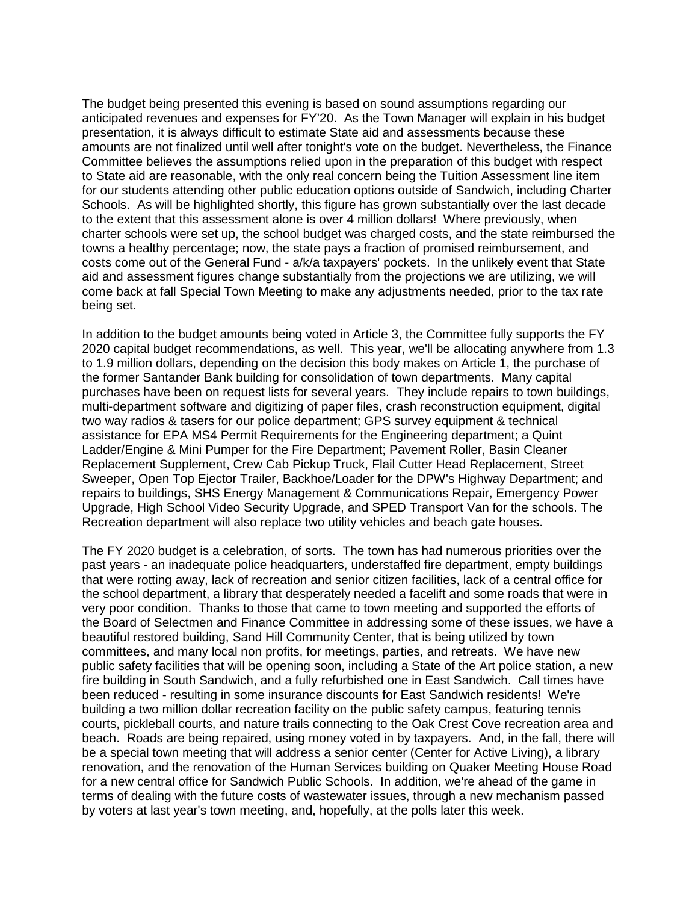The budget being presented this evening is based on sound assumptions regarding our anticipated revenues and expenses for FY'20. As the Town Manager will explain in his budget presentation, it is always difficult to estimate State aid and assessments because these amounts are not finalized until well after tonight's vote on the budget. Nevertheless, the Finance Committee believes the assumptions relied upon in the preparation of this budget with respect to State aid are reasonable, with the only real concern being the Tuition Assessment line item for our students attending other public education options outside of Sandwich, including Charter Schools. As will be highlighted shortly, this figure has grown substantially over the last decade to the extent that this assessment alone is over 4 million dollars! Where previously, when charter schools were set up, the school budget was charged costs, and the state reimbursed the towns a healthy percentage; now, the state pays a fraction of promised reimbursement, and costs come out of the General Fund - a/k/a taxpayers' pockets. In the unlikely event that State aid and assessment figures change substantially from the projections we are utilizing, we will come back at fall Special Town Meeting to make any adjustments needed, prior to the tax rate being set.

In addition to the budget amounts being voted in Article 3, the Committee fully supports the FY 2020 capital budget recommendations, as well. This year, we'll be allocating anywhere from 1.3 to 1.9 million dollars, depending on the decision this body makes on Article 1, the purchase of the former Santander Bank building for consolidation of town departments. Many capital purchases have been on request lists for several years. They include repairs to town buildings, multi-department software and digitizing of paper files, crash reconstruction equipment, digital two way radios & tasers for our police department; GPS survey equipment & technical assistance for EPA MS4 Permit Requirements for the Engineering department; a Quint Ladder/Engine & Mini Pumper for the Fire Department; Pavement Roller, Basin Cleaner Replacement Supplement, Crew Cab Pickup Truck, Flail Cutter Head Replacement, Street Sweeper, Open Top Ejector Trailer, Backhoe/Loader for the DPW's Highway Department; and repairs to buildings, SHS Energy Management & Communications Repair, Emergency Power Upgrade, High School Video Security Upgrade, and SPED Transport Van for the schools. The Recreation department will also replace two utility vehicles and beach gate houses.

The FY 2020 budget is a celebration, of sorts. The town has had numerous priorities over the past years - an inadequate police headquarters, understaffed fire department, empty buildings that were rotting away, lack of recreation and senior citizen facilities, lack of a central office for the school department, a library that desperately needed a facelift and some roads that were in very poor condition. Thanks to those that came to town meeting and supported the efforts of the Board of Selectmen and Finance Committee in addressing some of these issues, we have a beautiful restored building, Sand Hill Community Center, that is being utilized by town committees, and many local non profits, for meetings, parties, and retreats. We have new public safety facilities that will be opening soon, including a State of the Art police station, a new fire building in South Sandwich, and a fully refurbished one in East Sandwich. Call times have been reduced - resulting in some insurance discounts for East Sandwich residents! We're building a two million dollar recreation facility on the public safety campus, featuring tennis courts, pickleball courts, and nature trails connecting to the Oak Crest Cove recreation area and beach. Roads are being repaired, using money voted in by taxpayers. And, in the fall, there will be a special town meeting that will address a senior center (Center for Active Living), a library renovation, and the renovation of the Human Services building on Quaker Meeting House Road for a new central office for Sandwich Public Schools. In addition, we're ahead of the game in terms of dealing with the future costs of wastewater issues, through a new mechanism passed by voters at last year's town meeting, and, hopefully, at the polls later this week.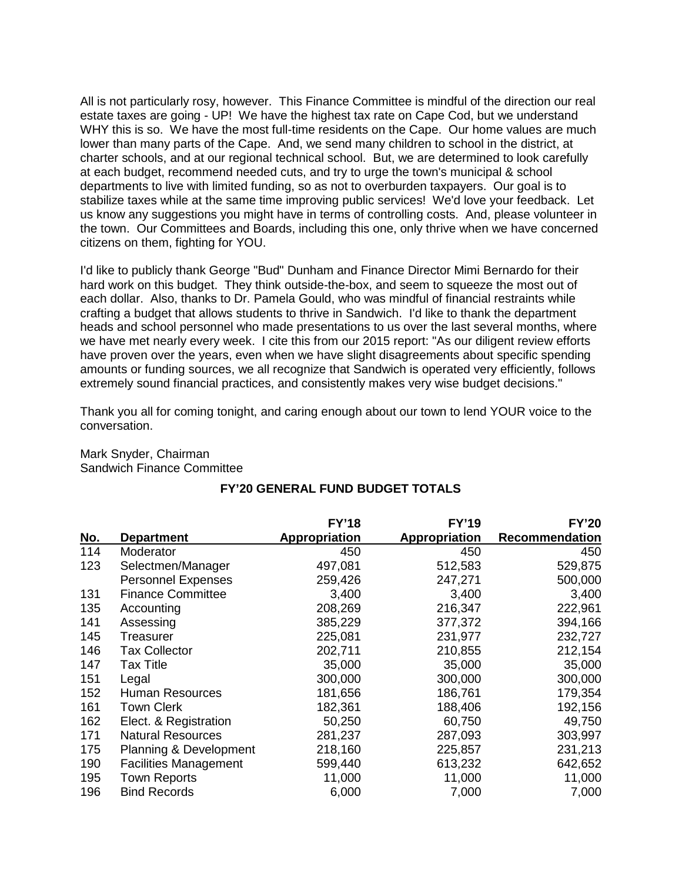All is not particularly rosy, however. This Finance Committee is mindful of the direction our real estate taxes are going - UP! We have the highest tax rate on Cape Cod, but we understand WHY this is so. We have the most full-time residents on the Cape. Our home values are much lower than many parts of the Cape. And, we send many children to school in the district, at charter schools, and at our regional technical school. But, we are determined to look carefully at each budget, recommend needed cuts, and try to urge the town's municipal & school departments to live with limited funding, so as not to overburden taxpayers. Our goal is to stabilize taxes while at the same time improving public services! We'd love your feedback. Let us know any suggestions you might have in terms of controlling costs. And, please volunteer in the town. Our Committees and Boards, including this one, only thrive when we have concerned citizens on them, fighting for YOU.

I'd like to publicly thank George "Bud" Dunham and Finance Director Mimi Bernardo for their hard work on this budget. They think outside-the-box, and seem to squeeze the most out of each dollar. Also, thanks to Dr. Pamela Gould, who was mindful of financial restraints while crafting a budget that allows students to thrive in Sandwich. I'd like to thank the department heads and school personnel who made presentations to us over the last several months, where we have met nearly every week. I cite this from our 2015 report: "As our diligent review efforts have proven over the years, even when we have slight disagreements about specific spending amounts or funding sources, we all recognize that Sandwich is operated very efficiently, follows extremely sound financial practices, and consistently makes very wise budget decisions."

Thank you all for coming tonight, and caring enough about our town to lend YOUR voice to the conversation.

Mark Snyder, Chairman
Sandwich Finance Committee

## FY'20 GENERAL FUND BUDGET TOTALS

| No. | Department | FY'18 Appropriation | FY'19 Appropriation | FY'20 Recommendation |
|---|---|---|---|---|
| 114 | Moderator | 450 | 450 | 450 |
| 123 | Selectmen/Manager | 497,081 | 512,583 | 529,875 |
| | Personnel Expenses | 259,426 | 247,271 | 500,000 |
| 131 | Finance Committee | 3,400 | 3,400 | 3,400 |
| 135 | Accounting | 208,269 | 216,347 | 222,961 |
| 141 | Assessing | 385,229 | 377,372 | 394,166 |
| 145 | Treasurer | 225,081 | 231,977 | 232,727 |
| 146 | Tax Collector | 202,711 | 210,855 | 212,154 |
| 147 | Tax Title | 35,000 | 35,000 | 35,000 |
| 151 | Legal | 300,000 | 300,000 | 300,000 |
| 152 | Human Resources | 181,656 | 186,761 | 179,354 |
| 161 | Town Clerk | 182,361 | 188,406 | 192,156 |
| 162 | Elect. & Registration | 50,250 | 60,750 | 49,750 |
| 171 | Natural Resources | 281,237 | 287,093 | 303,997 |
| 175 | Planning & Development | 218,160 | 225,857 | 231,213 |
| 190 | Facilities Management | 599,440 | 613,232 | 642,652 |
| 195 | Town Reports | 11,000 | 11,000 | 11,000 |
| 196 | Bind Records | 6,000 | 7,000 | 7,000 |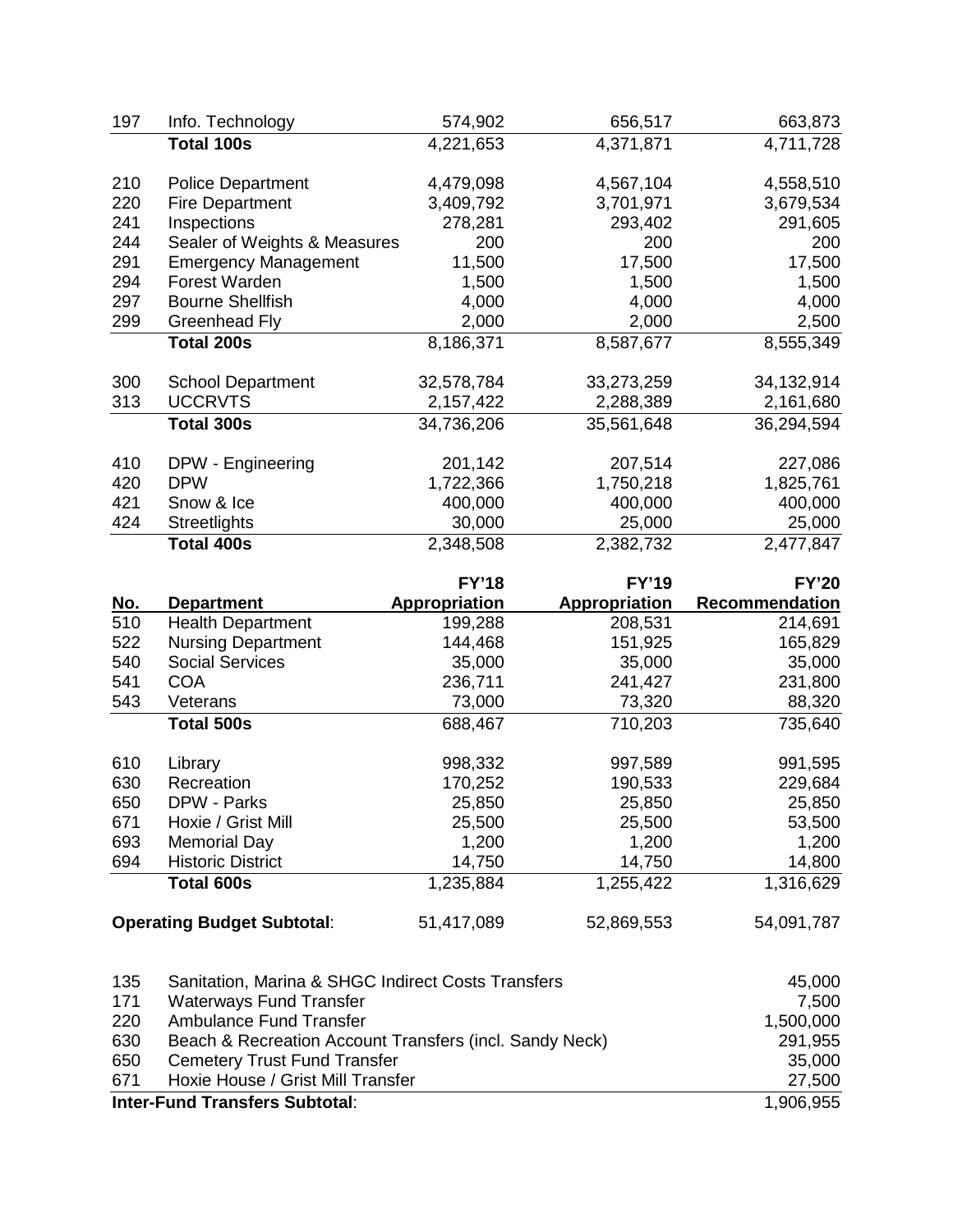| No. | Department | FY'18 Appropriation | FY'19 Appropriation | FY'20 Recommendation |
|---|---|---|---|---|
| 197 | Info. Technology | 574,902 | 656,517 | 663,873 |
| | **Total 100s** | 4,221,653 | 4,371,871 | 4,711,728 |
| 210 | Police Department | 4,479,098 | 4,567,104 | 4,558,510 |
| 220 | Fire Department | 3,409,792 | 3,701,971 | 3,679,534 |
| 241 | Inspections | 278,281 | 293,402 | 291,605 |
| 244 | Sealer of Weights & Measures | 200 | 200 | 200 |
| 291 | Emergency Management | 11,500 | 17,500 | 17,500 |
| 294 | Forest Warden | 1,500 | 1,500 | 1,500 |
| 297 | Bourne Shellfish | 4,000 | 4,000 | 4,000 |
| 299 | Greenhead Fly | 2,000 | 2,000 | 2,500 |
| | **Total 200s** | 8,186,371 | 8,587,677 | 8,555,349 |
| 300 | School Department | 32,578,784 | 33,273,259 | 34,132,914 |
| 313 | UCCRVTS | 2,157,422 | 2,288,389 | 2,161,680 |
| | **Total 300s** | 34,736,206 | 35,561,648 | 36,294,594 |
| 410 | DPW - Engineering | 201,142 | 207,514 | 227,086 |
| 420 | DPW | 1,722,366 | 1,750,218 | 1,825,761 |
| 421 | Snow & Ice | 400,000 | 400,000 | 400,000 |
| 424 | Streetlights | 30,000 | 25,000 | 25,000 |
| | **Total 400s** | 2,348,508 | 2,382,732 | 2,477,847 |
| 510 | Health Department | 199,288 | 208,531 | 214,691 |
| 522 | Nursing Department | 144,468 | 151,925 | 165,829 |
| 540 | Social Services | 35,000 | 35,000 | 35,000 |
| 541 | COA | 236,711 | 241,427 | 231,800 |
| 543 | Veterans | 73,000 | 73,320 | 88,320 |
| | **Total 500s** | 688,467 | 710,203 | 735,640 |
| 610 | Library | 998,332 | 997,589 | 991,595 |
| 630 | Recreation | 170,252 | 190,533 | 229,684 |
| 650 | DPW - Parks | 25,850 | 25,850 | 25,850 |
| 671 | Hoxie / Grist Mill | 25,500 | 25,500 | 53,500 |
| 693 | Memorial Day | 1,200 | 1,200 | 1,200 |
| 694 | Historic District | 14,750 | 14,750 | 14,800 |
| | **Total 600s** | 1,235,884 | 1,255,422 | 1,316,629 |
| | **Operating Budget Subtotal**: | 51,417,089 | 52,869,553 | 54,091,787 |

| No. | Transfer | Amount |
|---|---|---|
| 135 | Sanitation, Marina & SHGC Indirect Costs Transfers | 45,000 |
| 171 | Waterways Fund Transfer | 7,500 |
| 220 | Ambulance Fund Transfer | 1,500,000 |
| 630 | Beach & Recreation Account Transfers (incl. Sandy Neck) | 291,955 |
| 650 | Cemetery Trust Fund Transfer | 35,000 |
| 671 | Hoxie House / Grist Mill Transfer | 27,500 |
| | **Inter-Fund Transfers Subtotal**: | 1,906,955 |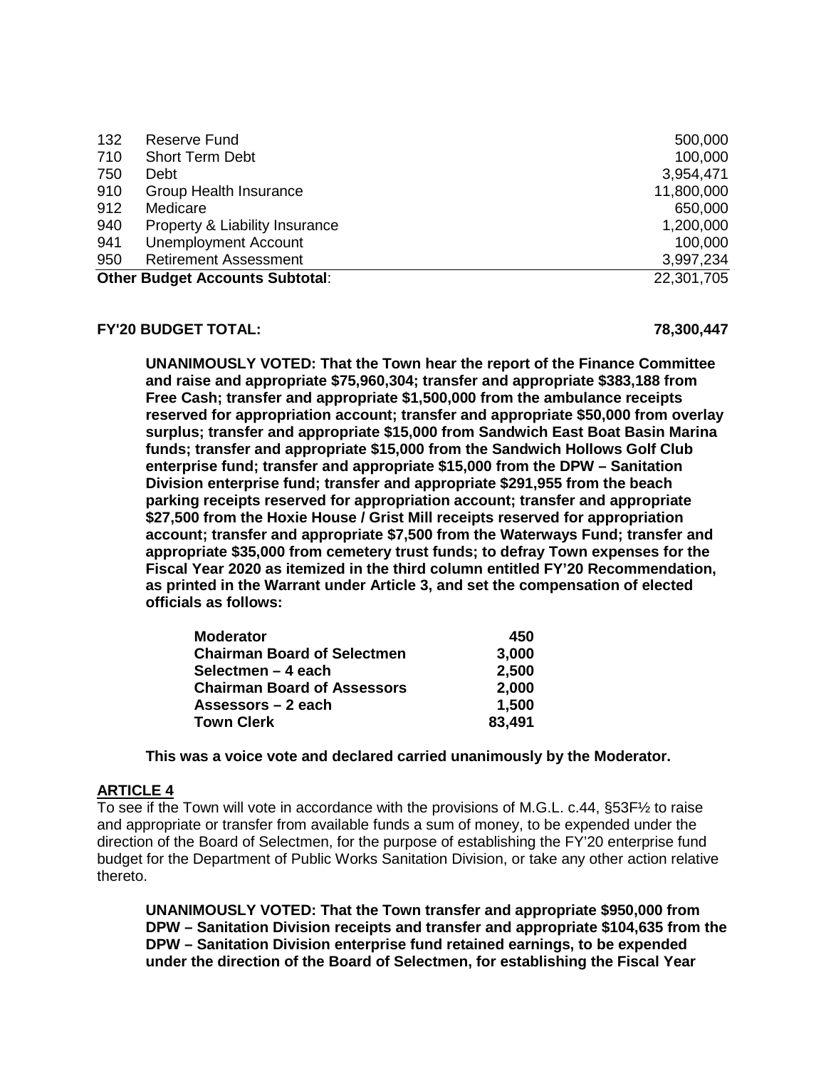| | | |
|---|---|---|
| 132 | Reserve Fund | 500,000 |
| 710 | Short Term Debt | 100,000 |
| 750 | Debt | 3,954,471 |
| 910 | Group Health Insurance | 11,800,000 |
| 912 | Medicare | 650,000 |
| 940 | Property & Liability Insurance | 1,200,000 |
| 941 | Unemployment Account | 100,000 |
| 950 | Retirement Assessment | 3,997,234 |
| **Other Budget Accounts Subtotal**: | | 22,301,705 |

**FY'20 BUDGET TOTAL: 78,300,447**

**UNANIMOUSLY VOTED: That the Town hear the report of the Finance Committee and raise and appropriate $75,960,304; transfer and appropriate $383,188 from Free Cash; transfer and appropriate $1,500,000 from the ambulance receipts reserved for appropriation account; transfer and appropriate $50,000 from overlay surplus; transfer and appropriate $15,000 from Sandwich East Boat Basin Marina funds; transfer and appropriate $15,000 from the Sandwich Hollows Golf Club enterprise fund; transfer and appropriate $15,000 from the DPW – Sanitation Division enterprise fund; transfer and appropriate $291,955 from the beach parking receipts reserved for appropriation account; transfer and appropriate $27,500 from the Hoxie House / Grist Mill receipts reserved for appropriation account; transfer and appropriate $7,500 from the Waterways Fund; transfer and appropriate $35,000 from cemetery trust funds; to defray Town expenses for the Fiscal Year 2020 as itemized in the third column entitled FY'20 Recommendation, as printed in the Warrant under Article 3, and set the compensation of elected officials as follows:**

| | |
|---|---|
| **Moderator** | **450** |
| **Chairman Board of Selectmen** | **3,000** |
| **Selectmen – 4 each** | **2,500** |
| **Chairman Board of Assessors** | **2,000** |
| **Assessors – 2 each** | **1,500** |
| **Town Clerk** | **83,491** |

**This was a voice vote and declared carried unanimously by the Moderator.**

## ARTICLE 4

To see if the Town will vote in accordance with the provisions of M.G.L. c.44, §53F½ to raise and appropriate or transfer from available funds a sum of money, to be expended under the direction of the Board of Selectmen, for the purpose of establishing the FY'20 enterprise fund budget for the Department of Public Works Sanitation Division, or take any other action relative thereto.

**UNANIMOUSLY VOTED: That the Town transfer and appropriate $950,000 from DPW – Sanitation Division receipts and transfer and appropriate $104,635 from the DPW – Sanitation Division enterprise fund retained earnings, to be expended under the direction of the Board of Selectmen, for establishing the Fiscal Year**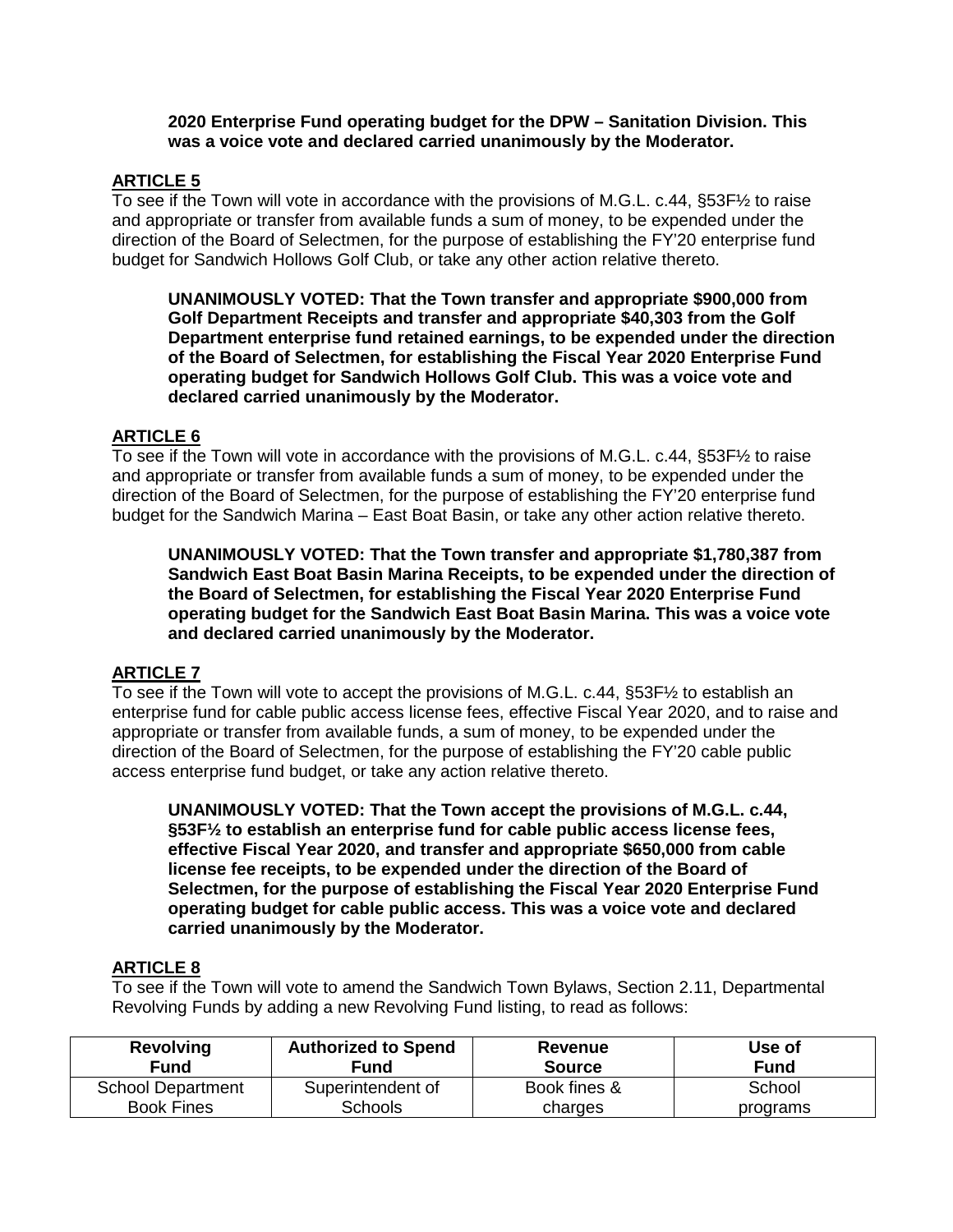**2020 Enterprise Fund operating budget for the DPW – Sanitation Division. This was a voice vote and declared carried unanimously by the Moderator.**

## ARTICLE 5

To see if the Town will vote in accordance with the provisions of M.G.L. c.44, §53F½ to raise and appropriate or transfer from available funds a sum of money, to be expended under the direction of the Board of Selectmen, for the purpose of establishing the FY'20 enterprise fund budget for Sandwich Hollows Golf Club, or take any other action relative thereto.

**UNANIMOUSLY VOTED: That the Town transfer and appropriate $900,000 from Golf Department Receipts and transfer and appropriate $40,303 from the Golf Department enterprise fund retained earnings, to be expended under the direction of the Board of Selectmen, for establishing the Fiscal Year 2020 Enterprise Fund operating budget for Sandwich Hollows Golf Club. This was a voice vote and declared carried unanimously by the Moderator.**

## ARTICLE 6

To see if the Town will vote in accordance with the provisions of M.G.L. c.44, §53F½ to raise and appropriate or transfer from available funds a sum of money, to be expended under the direction of the Board of Selectmen, for the purpose of establishing the FY'20 enterprise fund budget for the Sandwich Marina – East Boat Basin, or take any other action relative thereto.

**UNANIMOUSLY VOTED: That the Town transfer and appropriate $1,780,387 from Sandwich East Boat Basin Marina Receipts, to be expended under the direction of the Board of Selectmen, for establishing the Fiscal Year 2020 Enterprise Fund operating budget for the Sandwich East Boat Basin Marina. This was a voice vote and declared carried unanimously by the Moderator.**

## ARTICLE 7

To see if the Town will vote to accept the provisions of M.G.L. c.44, §53F½ to establish an enterprise fund for cable public access license fees, effective Fiscal Year 2020, and to raise and appropriate or transfer from available funds, a sum of money, to be expended under the direction of the Board of Selectmen, for the purpose of establishing the FY'20 cable public access enterprise fund budget, or take any action relative thereto.

**UNANIMOUSLY VOTED: That the Town accept the provisions of M.G.L. c.44, §53F½ to establish an enterprise fund for cable public access license fees, effective Fiscal Year 2020, and transfer and appropriate $650,000 from cable license fee receipts, to be expended under the direction of the Board of Selectmen, for the purpose of establishing the Fiscal Year 2020 Enterprise Fund operating budget for cable public access. This was a voice vote and declared carried unanimously by the Moderator.**

## ARTICLE 8

To see if the Town will vote to amend the Sandwich Town Bylaws, Section 2.11, Departmental Revolving Funds by adding a new Revolving Fund listing, to read as follows:

| Revolving Fund | Authorized to Spend Fund | Revenue Source | Use of Fund |
|---|---|---|---|
| School Department Book Fines | Superintendent of Schools | Book fines & charges | School programs |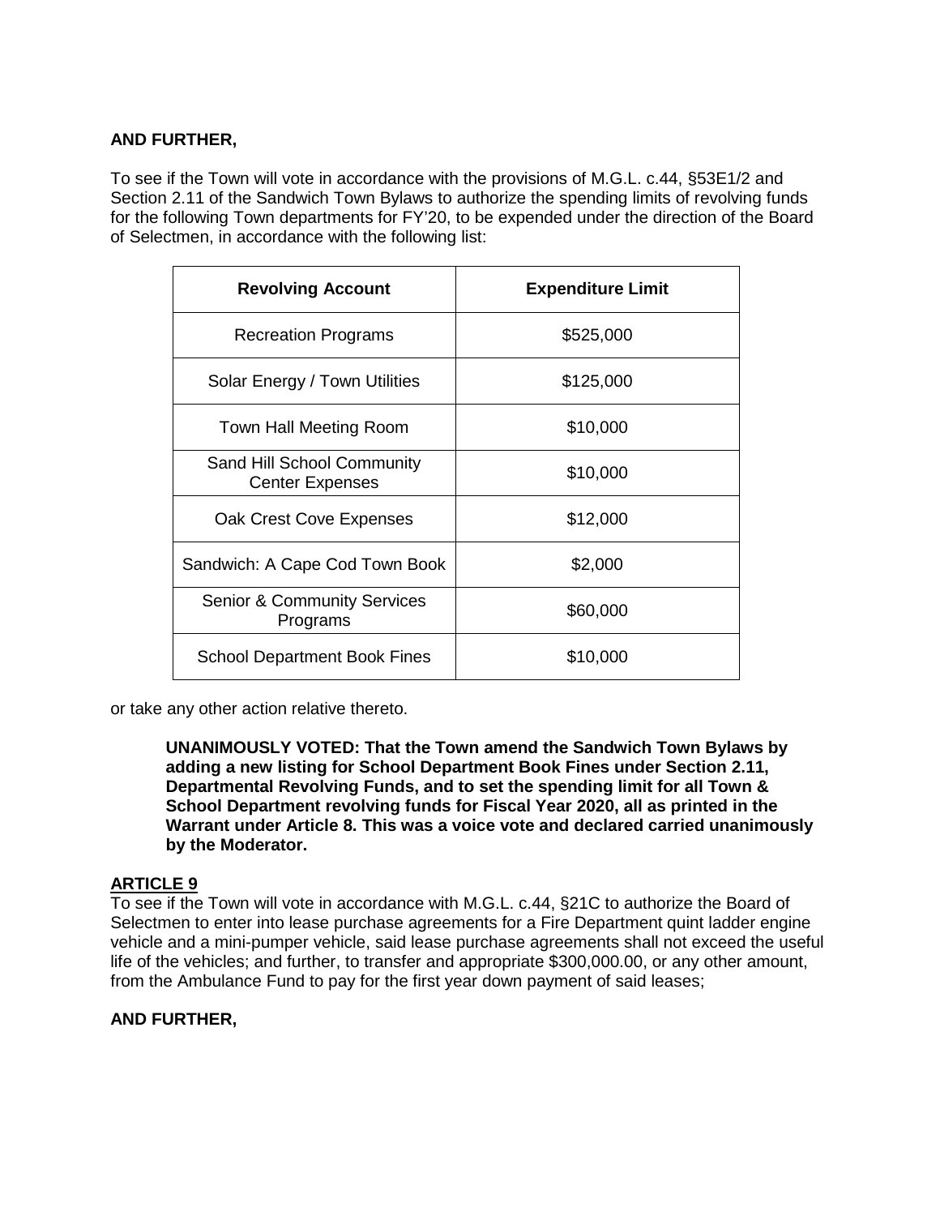**AND FURTHER,**

To see if the Town will vote in accordance with the provisions of M.G.L. c.44, §53E1/2 and Section 2.11 of the Sandwich Town Bylaws to authorize the spending limits of revolving funds for the following Town departments for FY'20, to be expended under the direction of the Board of Selectmen, in accordance with the following list:

| Revolving Account | Expenditure Limit |
|---|---|
| Recreation Programs | $525,000 |
| Solar Energy / Town Utilities | $125,000 |
| Town Hall Meeting Room | $10,000 |
| Sand Hill School Community Center Expenses | $10,000 |
| Oak Crest Cove Expenses | $12,000 |
| Sandwich: A Cape Cod Town Book | $2,000 |
| Senior & Community Services Programs | $60,000 |
| School Department Book Fines | $10,000 |

or take any other action relative thereto.

> **UNANIMOUSLY VOTED: That the Town amend the Sandwich Town Bylaws by adding a new listing for School Department Book Fines under Section 2.11, Departmental Revolving Funds, and to set the spending limit for all Town & School Department revolving funds for Fiscal Year 2020, all as printed in the Warrant under Article 8. This was a voice vote and declared carried unanimously by the Moderator.**

## ARTICLE 9

To see if the Town will vote in accordance with M.G.L. c.44, §21C to authorize the Board of Selectmen to enter into lease purchase agreements for a Fire Department quint ladder engine vehicle and a mini-pumper vehicle, said lease purchase agreements shall not exceed the useful life of the vehicles; and further, to transfer and appropriate $300,000.00, or any other amount, from the Ambulance Fund to pay for the first year down payment of said leases;

**AND FURTHER,**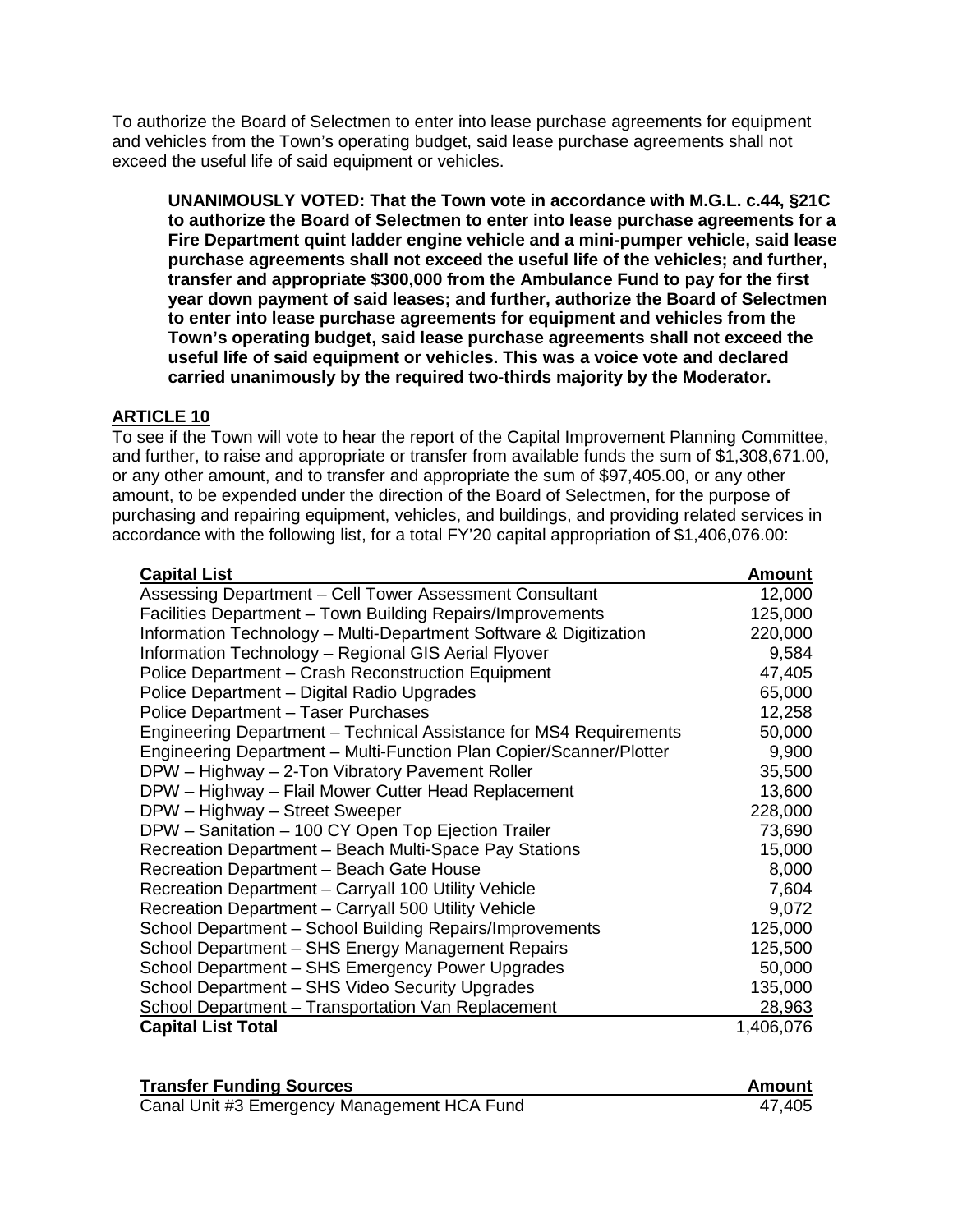To authorize the Board of Selectmen to enter into lease purchase agreements for equipment and vehicles from the Town's operating budget, said lease purchase agreements shall not exceed the useful life of said equipment or vehicles.

> **UNANIMOUSLY VOTED: That the Town vote in accordance with M.G.L. c.44, §21C to authorize the Board of Selectmen to enter into lease purchase agreements for a Fire Department quint ladder engine vehicle and a mini-pumper vehicle, said lease purchase agreements shall not exceed the useful life of the vehicles; and further, transfer and appropriate $300,000 from the Ambulance Fund to pay for the first year down payment of said leases; and further, authorize the Board of Selectmen to enter into lease purchase agreements for equipment and vehicles from the Town's operating budget, said lease purchase agreements shall not exceed the useful life of said equipment or vehicles. This was a voice vote and declared carried unanimously by the required two-thirds majority by the Moderator.**

## ARTICLE 10

To see if the Town will vote to hear the report of the Capital Improvement Planning Committee, and further, to raise and appropriate or transfer from available funds the sum of $1,308,671.00, or any other amount, and to transfer and appropriate the sum of $97,405.00, or any other amount, to be expended under the direction of the Board of Selectmen, for the purpose of purchasing and repairing equipment, vehicles, and buildings, and providing related services in accordance with the following list, for a total FY'20 capital appropriation of $1,406,076.00:

| Capital List | Amount |
|---|---|
| Assessing Department – Cell Tower Assessment Consultant | 12,000 |
| Facilities Department – Town Building Repairs/Improvements | 125,000 |
| Information Technology – Multi-Department Software & Digitization | 220,000 |
| Information Technology – Regional GIS Aerial Flyover | 9,584 |
| Police Department – Crash Reconstruction Equipment | 47,405 |
| Police Department – Digital Radio Upgrades | 65,000 |
| Police Department – Taser Purchases | 12,258 |
| Engineering Department – Technical Assistance for MS4 Requirements | 50,000 |
| Engineering Department – Multi-Function Plan Copier/Scanner/Plotter | 9,900 |
| DPW – Highway – 2-Ton Vibratory Pavement Roller | 35,500 |
| DPW – Highway – Flail Mower Cutter Head Replacement | 13,600 |
| DPW – Highway – Street Sweeper | 228,000 |
| DPW – Sanitation – 100 CY Open Top Ejection Trailer | 73,690 |
| Recreation Department – Beach Multi-Space Pay Stations | 15,000 |
| Recreation Department – Beach Gate House | 8,000 |
| Recreation Department – Carryall 100 Utility Vehicle | 7,604 |
| Recreation Department – Carryall 500 Utility Vehicle | 9,072 |
| School Department – School Building Repairs/Improvements | 125,000 |
| School Department – SHS Energy Management Repairs | 125,500 |
| School Department – SHS Emergency Power Upgrades | 50,000 |
| School Department – SHS Video Security Upgrades | 135,000 |
| School Department – Transportation Van Replacement | 28,963 |
| **Capital List Total** | 1,406,076 |

| Transfer Funding Sources | Amount |
|---|---|
| Canal Unit #3 Emergency Management HCA Fund | 47,405 |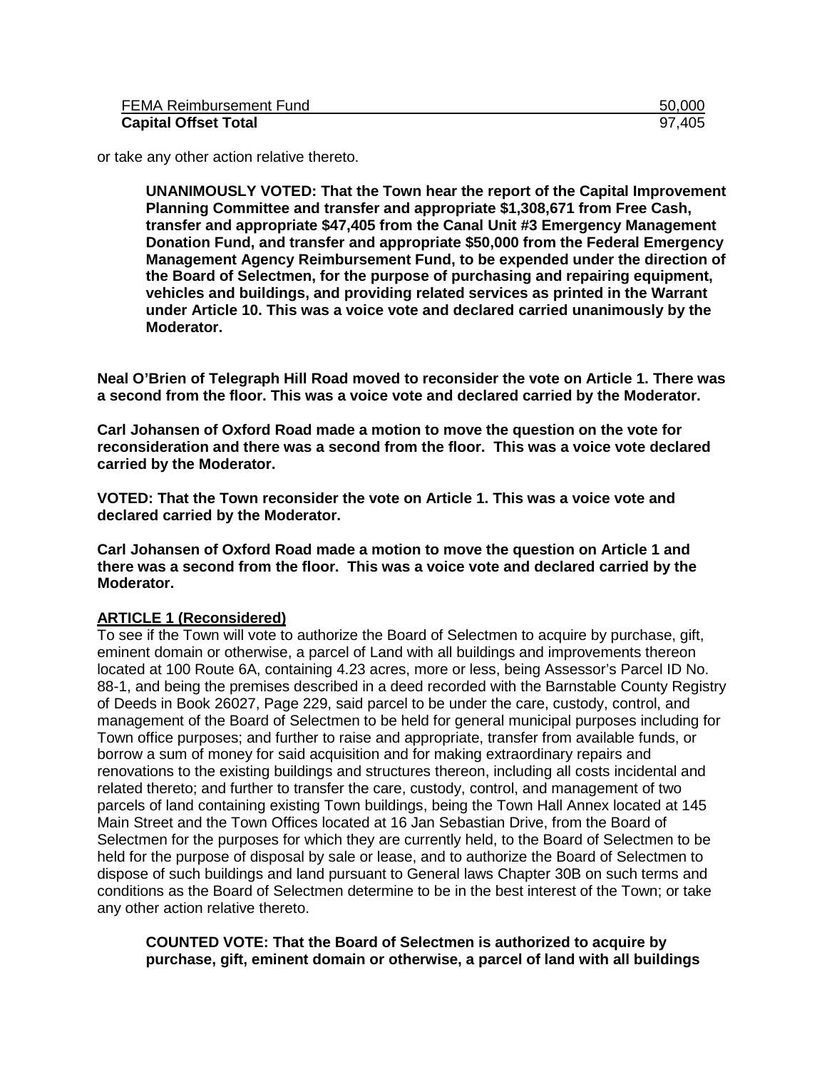| FEMA Reimbursement Fund | 50,000 |
| --- | --- |
| **Capital Offset Total** | 97,405 |

or take any other action relative thereto.

> **UNANIMOUSLY VOTED: That the Town hear the report of the Capital Improvement Planning Committee and transfer and appropriate $1,308,671 from Free Cash, transfer and appropriate $47,405 from the Canal Unit #3 Emergency Management Donation Fund, and transfer and appropriate $50,000 from the Federal Emergency Management Agency Reimbursement Fund, to be expended under the direction of the Board of Selectmen, for the purpose of purchasing and repairing equipment, vehicles and buildings, and providing related services as printed in the Warrant under Article 10. This was a voice vote and declared carried unanimously by the Moderator.**

**Neal O'Brien of Telegraph Hill Road moved to reconsider the vote on Article 1. There was a second from the floor. This was a voice vote and declared carried by the Moderator.**

**Carl Johansen of Oxford Road made a motion to move the question on the vote for reconsideration and there was a second from the floor. This was a voice vote declared carried by the Moderator.**

**VOTED: That the Town reconsider the vote on Article 1. This was a voice vote and declared carried by the Moderator.**

**Carl Johansen of Oxford Road made a motion to move the question on Article 1 and there was a second from the floor. This was a voice vote and declared carried by the Moderator.**

**ARTICLE 1 (Reconsidered)**

To see if the Town will vote to authorize the Board of Selectmen to acquire by purchase, gift, eminent domain or otherwise, a parcel of Land with all buildings and improvements thereon located at 100 Route 6A, containing 4.23 acres, more or less, being Assessor's Parcel ID No. 88-1, and being the premises described in a deed recorded with the Barnstable County Registry of Deeds in Book 26027, Page 229, said parcel to be under the care, custody, control, and management of the Board of Selectmen to be held for general municipal purposes including for Town office purposes; and further to raise and appropriate, transfer from available funds, or borrow a sum of money for said acquisition and for making extraordinary repairs and renovations to the existing buildings and structures thereon, including all costs incidental and related thereto; and further to transfer the care, custody, control, and management of two parcels of land containing existing Town buildings, being the Town Hall Annex located at 145 Main Street and the Town Offices located at 16 Jan Sebastian Drive, from the Board of Selectmen for the purposes for which they are currently held, to the Board of Selectmen to be held for the purpose of disposal by sale or lease, and to authorize the Board of Selectmen to dispose of such buildings and land pursuant to General laws Chapter 30B on such terms and conditions as the Board of Selectmen determine to be in the best interest of the Town; or take any other action relative thereto.

> **COUNTED VOTE: That the Board of Selectmen is authorized to acquire by purchase, gift, eminent domain or otherwise, a parcel of land with all buildings**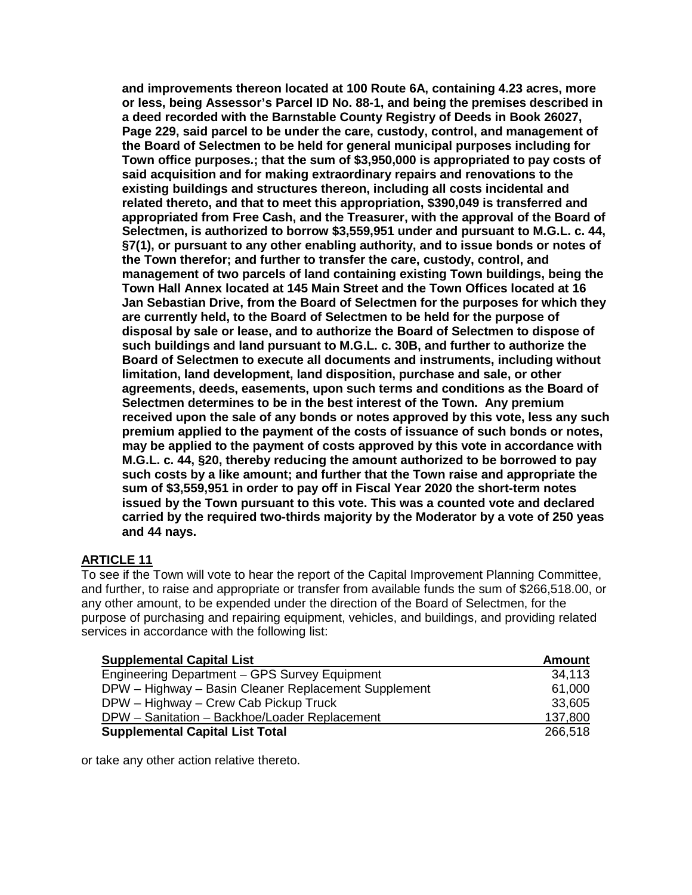**and improvements thereon located at 100 Route 6A, containing 4.23 acres, more or less, being Assessor's Parcel ID No. 88-1, and being the premises described in a deed recorded with the Barnstable County Registry of Deeds in Book 26027, Page 229, said parcel to be under the care, custody, control, and management of the Board of Selectmen to be held for general municipal purposes including for Town office purposes.; that the sum of $3,950,000 is appropriated to pay costs of said acquisition and for making extraordinary repairs and renovations to the existing buildings and structures thereon, including all costs incidental and related thereto, and that to meet this appropriation, $390,049 is transferred and appropriated from Free Cash, and the Treasurer, with the approval of the Board of Selectmen, is authorized to borrow $3,559,951 under and pursuant to M.G.L. c. 44, §7(1), or pursuant to any other enabling authority, and to issue bonds or notes of the Town therefor; and further to transfer the care, custody, control, and management of two parcels of land containing existing Town buildings, being the Town Hall Annex located at 145 Main Street and the Town Offices located at 16 Jan Sebastian Drive, from the Board of Selectmen for the purposes for which they are currently held, to the Board of Selectmen to be held for the purpose of disposal by sale or lease, and to authorize the Board of Selectmen to dispose of such buildings and land pursuant to M.G.L. c. 30B, and further to authorize the Board of Selectmen to execute all documents and instruments, including without limitation, land development, land disposition, purchase and sale, or other agreements, deeds, easements, upon such terms and conditions as the Board of Selectmen determines to be in the best interest of the Town. Any premium received upon the sale of any bonds or notes approved by this vote, less any such premium applied to the payment of the costs of issuance of such bonds or notes, may be applied to the payment of costs approved by this vote in accordance with M.G.L. c. 44, §20, thereby reducing the amount authorized to be borrowed to pay such costs by a like amount; and further that the Town raise and appropriate the sum of $3,559,951 in order to pay off in Fiscal Year 2020 the short-term notes issued by the Town pursuant to this vote. This was a counted vote and declared carried by the required two-thirds majority by the Moderator by a vote of 250 yeas and 44 nays.**

## ARTICLE 11

To see if the Town will vote to hear the report of the Capital Improvement Planning Committee, and further, to raise and appropriate or transfer from available funds the sum of $266,518.00, or any other amount, to be expended under the direction of the Board of Selectmen, for the purpose of purchasing and repairing equipment, vehicles, and buildings, and providing related services in accordance with the following list:

| Supplemental Capital List | Amount |
|---|---|
| Engineering Department – GPS Survey Equipment | 34,113 |
| DPW – Highway – Basin Cleaner Replacement Supplement | 61,000 |
| DPW – Highway – Crew Cab Pickup Truck | 33,605 |
| DPW – Sanitation – Backhoe/Loader Replacement | 137,800 |
| **Supplemental Capital List Total** | 266,518 |

or take any other action relative thereto.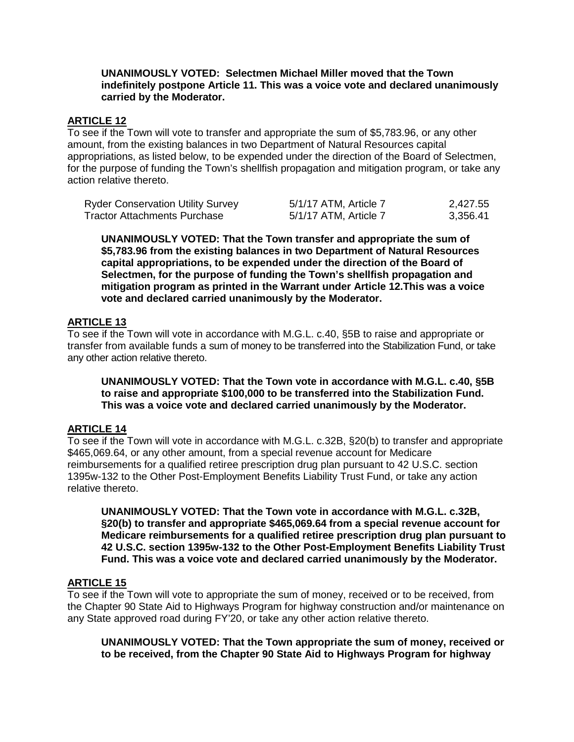**UNANIMOUSLY VOTED: Selectmen Michael Miller moved that the Town indefinitely postpone Article 11. This was a voice vote and declared unanimously carried by the Moderator.**

## ARTICLE 12

To see if the Town will vote to transfer and appropriate the sum of $5,783.96, or any other amount, from the existing balances in two Department of Natural Resources capital appropriations, as listed below, to be expended under the direction of the Board of Selectmen, for the purpose of funding the Town's shellfish propagation and mitigation program, or take any action relative thereto.

| | | |
|---|---|---|
| Ryder Conservation Utility Survey | 5/1/17 ATM, Article 7 | 2,427.55 |
| Tractor Attachments Purchase | 5/1/17 ATM, Article 7 | 3,356.41 |

**UNANIMOUSLY VOTED: That the Town transfer and appropriate the sum of $5,783.96 from the existing balances in two Department of Natural Resources capital appropriations, to be expended under the direction of the Board of Selectmen, for the purpose of funding the Town's shellfish propagation and mitigation program as printed in the Warrant under Article 12.This was a voice vote and declared carried unanimously by the Moderator.**

## ARTICLE 13

To see if the Town will vote in accordance with M.G.L. c.40, §5B to raise and appropriate or transfer from available funds a sum of money to be transferred into the Stabilization Fund, or take any other action relative thereto.

**UNANIMOUSLY VOTED: That the Town vote in accordance with M.G.L. c.40, §5B to raise and appropriate $100,000 to be transferred into the Stabilization Fund. This was a voice vote and declared carried unanimously by the Moderator.**

## ARTICLE 14

To see if the Town will vote in accordance with M.G.L. c.32B, §20(b) to transfer and appropriate $465,069.64, or any other amount, from a special revenue account for Medicare reimbursements for a qualified retiree prescription drug plan pursuant to 42 U.S.C. section 1395w-132 to the Other Post-Employment Benefits Liability Trust Fund, or take any action relative thereto.

**UNANIMOUSLY VOTED: That the Town vote in accordance with M.G.L. c.32B, §20(b) to transfer and appropriate $465,069.64 from a special revenue account for Medicare reimbursements for a qualified retiree prescription drug plan pursuant to 42 U.S.C. section 1395w-132 to the Other Post-Employment Benefits Liability Trust Fund. This was a voice vote and declared carried unanimously by the Moderator.**

## ARTICLE 15

To see if the Town will vote to appropriate the sum of money, received or to be received, from the Chapter 90 State Aid to Highways Program for highway construction and/or maintenance on any State approved road during FY'20, or take any other action relative thereto.

**UNANIMOUSLY VOTED: That the Town appropriate the sum of money, received or to be received, from the Chapter 90 State Aid to Highways Program for highway**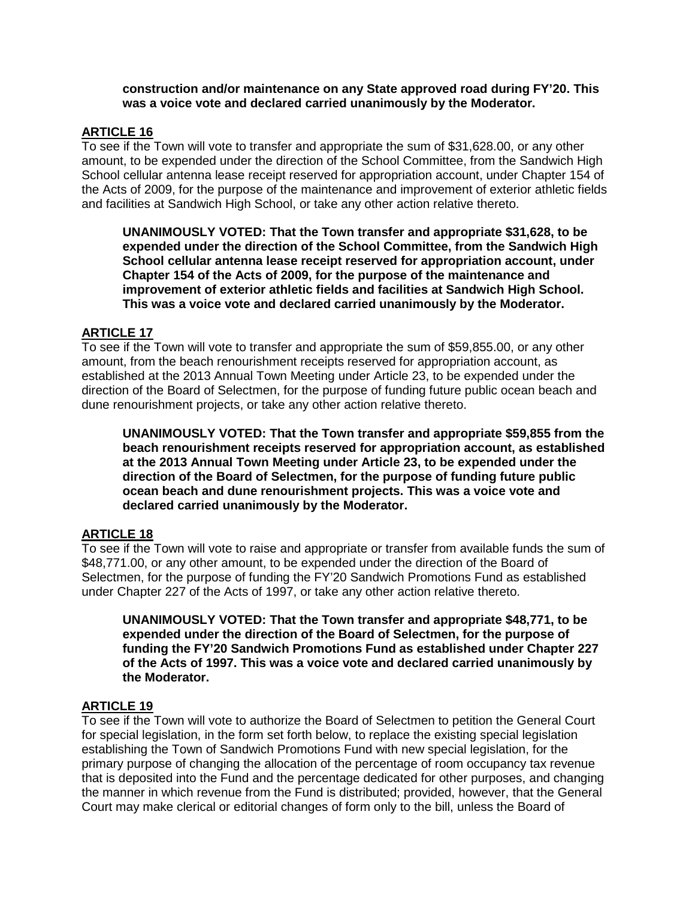**construction and/or maintenance on any State approved road during FY'20. This was a voice vote and declared carried unanimously by the Moderator.**

## ARTICLE 16

To see if the Town will vote to transfer and appropriate the sum of $31,628.00, or any other amount, to be expended under the direction of the School Committee, from the Sandwich High School cellular antenna lease receipt reserved for appropriation account, under Chapter 154 of the Acts of 2009, for the purpose of the maintenance and improvement of exterior athletic fields and facilities at Sandwich High School, or take any other action relative thereto.

**UNANIMOUSLY VOTED: That the Town transfer and appropriate $31,628, to be expended under the direction of the School Committee, from the Sandwich High School cellular antenna lease receipt reserved for appropriation account, under Chapter 154 of the Acts of 2009, for the purpose of the maintenance and improvement of exterior athletic fields and facilities at Sandwich High School. This was a voice vote and declared carried unanimously by the Moderator.**

## ARTICLE 17

To see if the Town will vote to transfer and appropriate the sum of $59,855.00, or any other amount, from the beach renourishment receipts reserved for appropriation account, as established at the 2013 Annual Town Meeting under Article 23, to be expended under the direction of the Board of Selectmen, for the purpose of funding future public ocean beach and dune renourishment projects, or take any other action relative thereto.

**UNANIMOUSLY VOTED: That the Town transfer and appropriate $59,855 from the beach renourishment receipts reserved for appropriation account, as established at the 2013 Annual Town Meeting under Article 23, to be expended under the direction of the Board of Selectmen, for the purpose of funding future public ocean beach and dune renourishment projects. This was a voice vote and declared carried unanimously by the Moderator.**

## ARTICLE 18

To see if the Town will vote to raise and appropriate or transfer from available funds the sum of $48,771.00, or any other amount, to be expended under the direction of the Board of Selectmen, for the purpose of funding the FY'20 Sandwich Promotions Fund as established under Chapter 227 of the Acts of 1997, or take any other action relative thereto.

**UNANIMOUSLY VOTED: That the Town transfer and appropriate $48,771, to be expended under the direction of the Board of Selectmen, for the purpose of funding the FY'20 Sandwich Promotions Fund as established under Chapter 227 of the Acts of 1997. This was a voice vote and declared carried unanimously by the Moderator.**

## ARTICLE 19

To see if the Town will vote to authorize the Board of Selectmen to petition the General Court for special legislation, in the form set forth below, to replace the existing special legislation establishing the Town of Sandwich Promotions Fund with new special legislation, for the primary purpose of changing the allocation of the percentage of room occupancy tax revenue that is deposited into the Fund and the percentage dedicated for other purposes, and changing the manner in which revenue from the Fund is distributed; provided, however, that the General Court may make clerical or editorial changes of form only to the bill, unless the Board of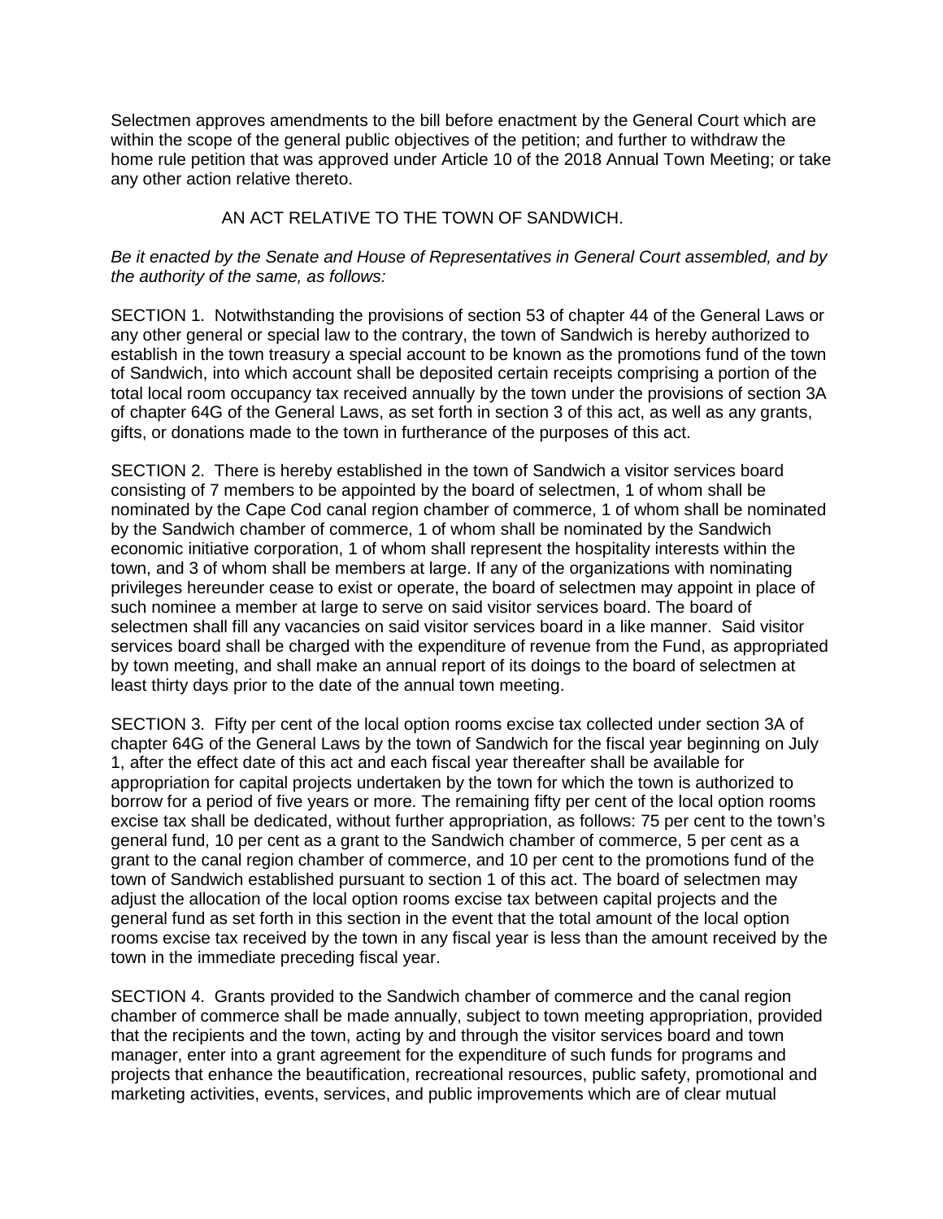Selectmen approves amendments to the bill before enactment by the General Court which are within the scope of the general public objectives of the petition; and further to withdraw the home rule petition that was approved under Article 10 of the 2018 Annual Town Meeting; or take any other action relative thereto.

AN ACT RELATIVE TO THE TOWN OF SANDWICH.

*Be it enacted by the Senate and House of Representatives in General Court assembled, and by the authority of the same, as follows:*

SECTION 1. Notwithstanding the provisions of section 53 of chapter 44 of the General Laws or any other general or special law to the contrary, the town of Sandwich is hereby authorized to establish in the town treasury a special account to be known as the promotions fund of the town of Sandwich, into which account shall be deposited certain receipts comprising a portion of the total local room occupancy tax received annually by the town under the provisions of section 3A of chapter 64G of the General Laws, as set forth in section 3 of this act, as well as any grants, gifts, or donations made to the town in furtherance of the purposes of this act.

SECTION 2. There is hereby established in the town of Sandwich a visitor services board consisting of 7 members to be appointed by the board of selectmen, 1 of whom shall be nominated by the Cape Cod canal region chamber of commerce, 1 of whom shall be nominated by the Sandwich chamber of commerce, 1 of whom shall be nominated by the Sandwich economic initiative corporation, 1 of whom shall represent the hospitality interests within the town, and 3 of whom shall be members at large. If any of the organizations with nominating privileges hereunder cease to exist or operate, the board of selectmen may appoint in place of such nominee a member at large to serve on said visitor services board. The board of selectmen shall fill any vacancies on said visitor services board in a like manner. Said visitor services board shall be charged with the expenditure of revenue from the Fund, as appropriated by town meeting, and shall make an annual report of its doings to the board of selectmen at least thirty days prior to the date of the annual town meeting.

SECTION 3. Fifty per cent of the local option rooms excise tax collected under section 3A of chapter 64G of the General Laws by the town of Sandwich for the fiscal year beginning on July 1, after the effect date of this act and each fiscal year thereafter shall be available for appropriation for capital projects undertaken by the town for which the town is authorized to borrow for a period of five years or more. The remaining fifty per cent of the local option rooms excise tax shall be dedicated, without further appropriation, as follows: 75 per cent to the town's general fund, 10 per cent as a grant to the Sandwich chamber of commerce, 5 per cent as a grant to the canal region chamber of commerce, and 10 per cent to the promotions fund of the town of Sandwich established pursuant to section 1 of this act. The board of selectmen may adjust the allocation of the local option rooms excise tax between capital projects and the general fund as set forth in this section in the event that the total amount of the local option rooms excise tax received by the town in any fiscal year is less than the amount received by the town in the immediate preceding fiscal year.

SECTION 4. Grants provided to the Sandwich chamber of commerce and the canal region chamber of commerce shall be made annually, subject to town meeting appropriation, provided that the recipients and the town, acting by and through the visitor services board and town manager, enter into a grant agreement for the expenditure of such funds for programs and projects that enhance the beautification, recreational resources, public safety, promotional and marketing activities, events, services, and public improvements which are of clear mutual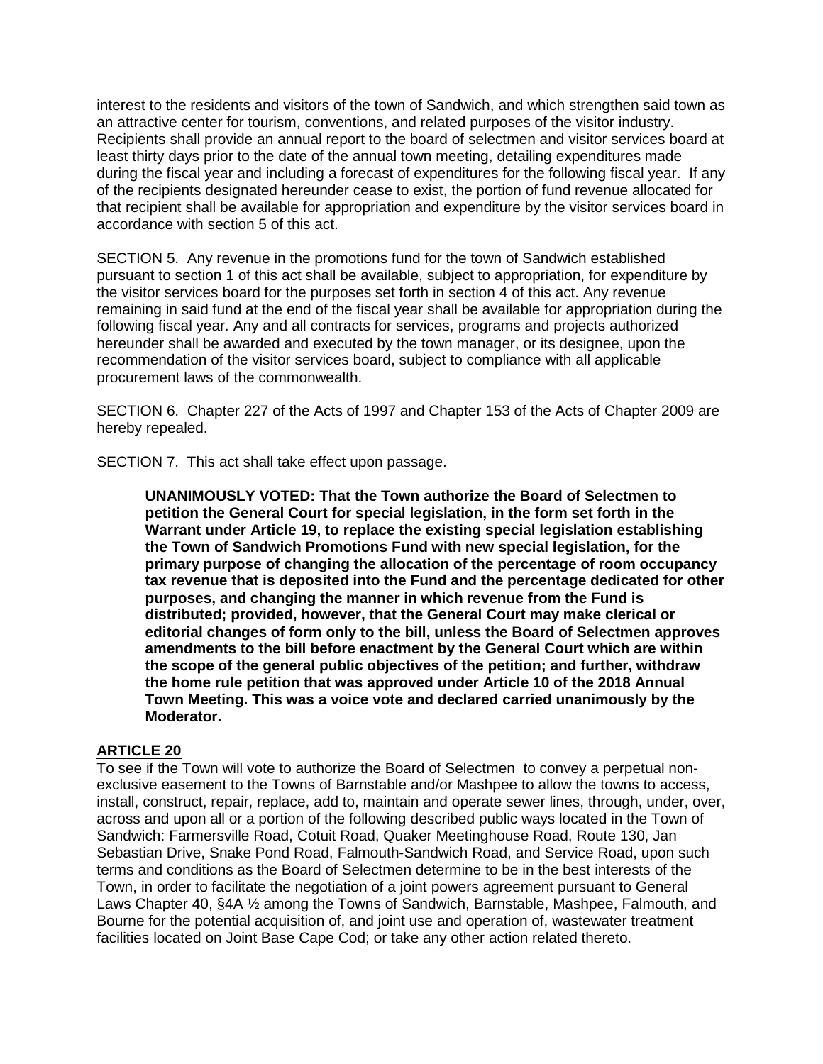interest to the residents and visitors of the town of Sandwich, and which strengthen said town as an attractive center for tourism, conventions, and related purposes of the visitor industry. Recipients shall provide an annual report to the board of selectmen and visitor services board at least thirty days prior to the date of the annual town meeting, detailing expenditures made during the fiscal year and including a forecast of expenditures for the following fiscal year. If any of the recipients designated hereunder cease to exist, the portion of fund revenue allocated for that recipient shall be available for appropriation and expenditure by the visitor services board in accordance with section 5 of this act.

SECTION 5. Any revenue in the promotions fund for the town of Sandwich established pursuant to section 1 of this act shall be available, subject to appropriation, for expenditure by the visitor services board for the purposes set forth in section 4 of this act. Any revenue remaining in said fund at the end of the fiscal year shall be available for appropriation during the following fiscal year. Any and all contracts for services, programs and projects authorized hereunder shall be awarded and executed by the town manager, or its designee, upon the recommendation of the visitor services board, subject to compliance with all applicable procurement laws of the commonwealth.

SECTION 6. Chapter 227 of the Acts of 1997 and Chapter 153 of the Acts of Chapter 2009 are hereby repealed.

SECTION 7. This act shall take effect upon passage.

> **UNANIMOUSLY VOTED: That the Town authorize the Board of Selectmen to petition the General Court for special legislation, in the form set forth in the Warrant under Article 19, to replace the existing special legislation establishing the Town of Sandwich Promotions Fund with new special legislation, for the primary purpose of changing the allocation of the percentage of room occupancy tax revenue that is deposited into the Fund and the percentage dedicated for other purposes, and changing the manner in which revenue from the Fund is distributed; provided, however, that the General Court may make clerical or editorial changes of form only to the bill, unless the Board of Selectmen approves amendments to the bill before enactment by the General Court which are within the scope of the general public objectives of the petition; and further, withdraw the home rule petition that was approved under Article 10 of the 2018 Annual Town Meeting. This was a voice vote and declared carried unanimously by the Moderator.**

## ARTICLE 20

To see if the Town will vote to authorize the Board of Selectmen to convey a perpetual non-exclusive easement to the Towns of Barnstable and/or Mashpee to allow the towns to access, install, construct, repair, replace, add to, maintain and operate sewer lines, through, under, over, across and upon all or a portion of the following described public ways located in the Town of Sandwich: Farmersville Road, Cotuit Road, Quaker Meetinghouse Road, Route 130, Jan Sebastian Drive, Snake Pond Road, Falmouth-Sandwich Road, and Service Road, upon such terms and conditions as the Board of Selectmen determine to be in the best interests of the Town, in order to facilitate the negotiation of a joint powers agreement pursuant to General Laws Chapter 40, §4A ½ among the Towns of Sandwich, Barnstable, Mashpee, Falmouth, and Bourne for the potential acquisition of, and joint use and operation of, wastewater treatment facilities located on Joint Base Cape Cod; or take any other action related thereto.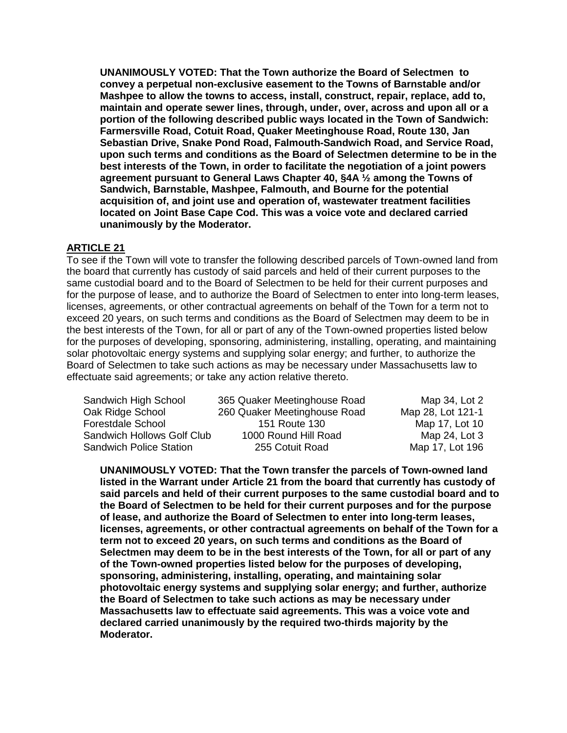**UNANIMOUSLY VOTED: That the Town authorize the Board of Selectmen to convey a perpetual non-exclusive easement to the Towns of Barnstable and/or Mashpee to allow the towns to access, install, construct, repair, replace, add to, maintain and operate sewer lines, through, under, over, across and upon all or a portion of the following described public ways located in the Town of Sandwich: Farmersville Road, Cotuit Road, Quaker Meetinghouse Road, Route 130, Jan Sebastian Drive, Snake Pond Road, Falmouth-Sandwich Road, and Service Road, upon such terms and conditions as the Board of Selectmen determine to be in the best interests of the Town, in order to facilitate the negotiation of a joint powers agreement pursuant to General Laws Chapter 40, §4A ½ among the Towns of Sandwich, Barnstable, Mashpee, Falmouth, and Bourne for the potential acquisition of, and joint use and operation of, wastewater treatment facilities located on Joint Base Cape Cod. This was a voice vote and declared carried unanimously by the Moderator.**

## ARTICLE 21

To see if the Town will vote to transfer the following described parcels of Town-owned land from the board that currently has custody of said parcels and held of their current purposes to the same custodial board and to the Board of Selectmen to be held for their current purposes and for the purpose of lease, and to authorize the Board of Selectmen to enter into long-term leases, licenses, agreements, or other contractual agreements on behalf of the Town for a term not to exceed 20 years, on such terms and conditions as the Board of Selectmen may deem to be in the best interests of the Town, for all or part of any of the Town-owned properties listed below for the purposes of developing, sponsoring, administering, installing, operating, and maintaining solar photovoltaic energy systems and supplying solar energy; and further, to authorize the Board of Selectmen to take such actions as may be necessary under Massachusetts law to effectuate said agreements; or take any action relative thereto.

| | | |
|---|---|---|
| Sandwich High School | 365 Quaker Meetinghouse Road | Map 34, Lot 2 |
| Oak Ridge School | 260 Quaker Meetinghouse Road | Map 28, Lot 121-1 |
| Forestdale School | 151 Route 130 | Map 17, Lot 10 |
| Sandwich Hollows Golf Club | 1000 Round Hill Road | Map 24, Lot 3 |
| Sandwich Police Station | 255 Cotuit Road | Map 17, Lot 196 |

**UNANIMOUSLY VOTED: That the Town transfer the parcels of Town-owned land listed in the Warrant under Article 21 from the board that currently has custody of said parcels and held of their current purposes to the same custodial board and to the Board of Selectmen to be held for their current purposes and for the purpose of lease, and authorize the Board of Selectmen to enter into long-term leases, licenses, agreements, or other contractual agreements on behalf of the Town for a term not to exceed 20 years, on such terms and conditions as the Board of Selectmen may deem to be in the best interests of the Town, for all or part of any of the Town-owned properties listed below for the purposes of developing, sponsoring, administering, installing, operating, and maintaining solar photovoltaic energy systems and supplying solar energy; and further, authorize the Board of Selectmen to take such actions as may be necessary under Massachusetts law to effectuate said agreements. This was a voice vote and declared carried unanimously by the required two-thirds majority by the Moderator.**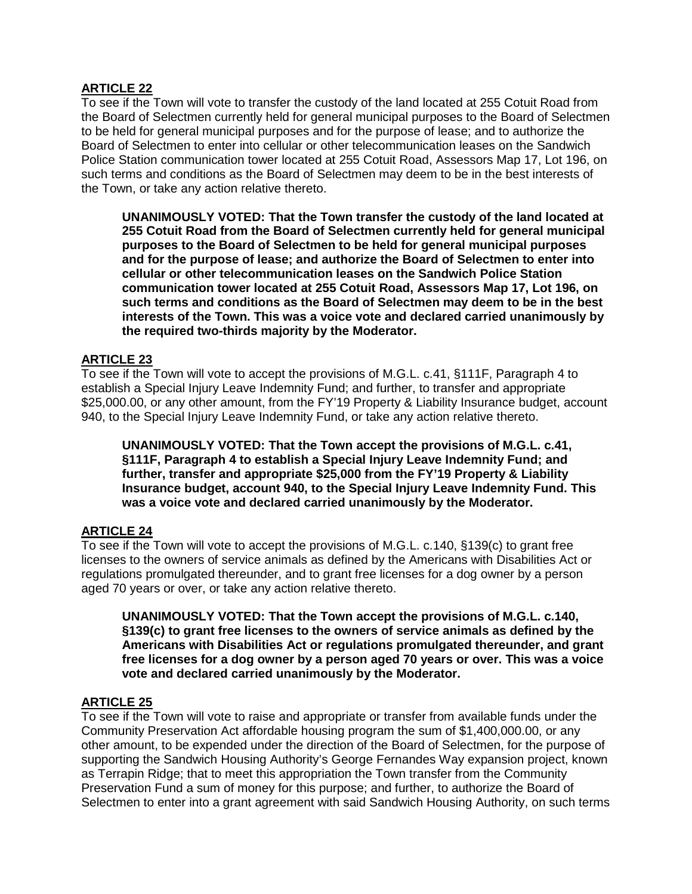**ARTICLE 22**

To see if the Town will vote to transfer the custody of the land located at 255 Cotuit Road from the Board of Selectmen currently held for general municipal purposes to the Board of Selectmen to be held for general municipal purposes and for the purpose of lease; and to authorize the Board of Selectmen to enter into cellular or other telecommunication leases on the Sandwich Police Station communication tower located at 255 Cotuit Road, Assessors Map 17, Lot 196, on such terms and conditions as the Board of Selectmen may deem to be in the best interests of the Town, or take any action relative thereto.

> **UNANIMOUSLY VOTED: That the Town transfer the custody of the land located at 255 Cotuit Road from the Board of Selectmen currently held for general municipal purposes to the Board of Selectmen to be held for general municipal purposes and for the purpose of lease; and authorize the Board of Selectmen to enter into cellular or other telecommunication leases on the Sandwich Police Station communication tower located at 255 Cotuit Road, Assessors Map 17, Lot 196, on such terms and conditions as the Board of Selectmen may deem to be in the best interests of the Town. This was a voice vote and declared carried unanimously by the required two-thirds majority by the Moderator.**

**ARTICLE 23**

To see if the Town will vote to accept the provisions of M.G.L. c.41, §111F, Paragraph 4 to establish a Special Injury Leave Indemnity Fund; and further, to transfer and appropriate $25,000.00, or any other amount, from the FY'19 Property & Liability Insurance budget, account 940, to the Special Injury Leave Indemnity Fund, or take any action relative thereto.

> **UNANIMOUSLY VOTED: That the Town accept the provisions of M.G.L. c.41, §111F, Paragraph 4 to establish a Special Injury Leave Indemnity Fund; and further, transfer and appropriate $25,000 from the FY'19 Property & Liability Insurance budget, account 940, to the Special Injury Leave Indemnity Fund. This was a voice vote and declared carried unanimously by the Moderator.**

**ARTICLE 24**

To see if the Town will vote to accept the provisions of M.G.L. c.140, §139(c) to grant free licenses to the owners of service animals as defined by the Americans with Disabilities Act or regulations promulgated thereunder, and to grant free licenses for a dog owner by a person aged 70 years or over, or take any action relative thereto.

> **UNANIMOUSLY VOTED: That the Town accept the provisions of M.G.L. c.140, §139(c) to grant free licenses to the owners of service animals as defined by the Americans with Disabilities Act or regulations promulgated thereunder, and grant free licenses for a dog owner by a person aged 70 years or over. This was a voice vote and declared carried unanimously by the Moderator.**

**ARTICLE 25**

To see if the Town will vote to raise and appropriate or transfer from available funds under the Community Preservation Act affordable housing program the sum of $1,400,000.00, or any other amount, to be expended under the direction of the Board of Selectmen, for the purpose of supporting the Sandwich Housing Authority's George Fernandes Way expansion project, known as Terrapin Ridge; that to meet this appropriation the Town transfer from the Community Preservation Fund a sum of money for this purpose; and further, to authorize the Board of Selectmen to enter into a grant agreement with said Sandwich Housing Authority, on such terms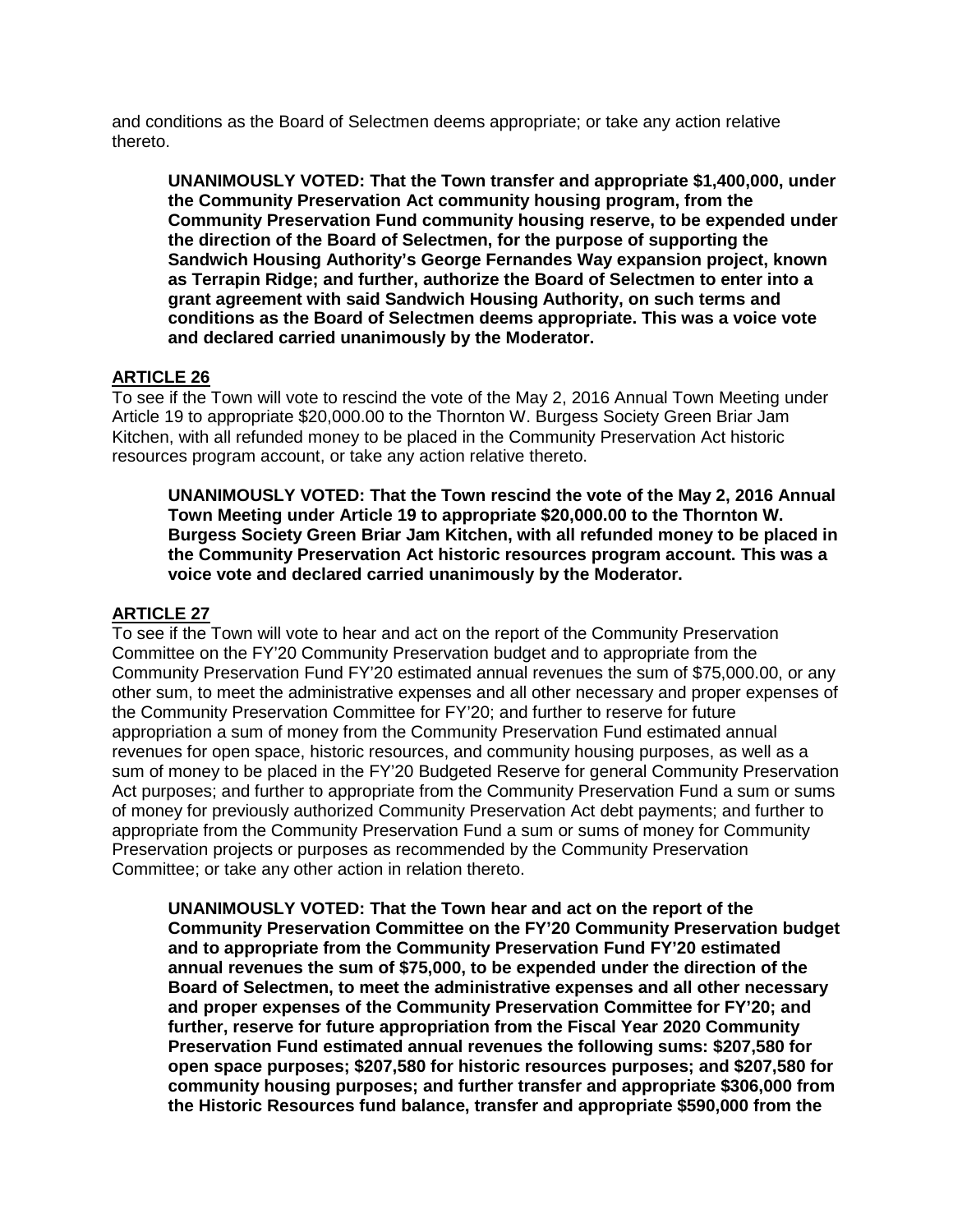and conditions as the Board of Selectmen deems appropriate; or take any action relative thereto.

**UNANIMOUSLY VOTED: That the Town transfer and appropriate $1,400,000, under the Community Preservation Act community housing program, from the Community Preservation Fund community housing reserve, to be expended under the direction of the Board of Selectmen, for the purpose of supporting the Sandwich Housing Authority's George Fernandes Way expansion project, known as Terrapin Ridge; and further, authorize the Board of Selectmen to enter into a grant agreement with said Sandwich Housing Authority, on such terms and conditions as the Board of Selectmen deems appropriate. This was a voice vote and declared carried unanimously by the Moderator.**

## ARTICLE 26

To see if the Town will vote to rescind the vote of the May 2, 2016 Annual Town Meeting under Article 19 to appropriate $20,000.00 to the Thornton W. Burgess Society Green Briar Jam Kitchen, with all refunded money to be placed in the Community Preservation Act historic resources program account, or take any action relative thereto.

**UNANIMOUSLY VOTED: That the Town rescind the vote of the May 2, 2016 Annual Town Meeting under Article 19 to appropriate $20,000.00 to the Thornton W. Burgess Society Green Briar Jam Kitchen, with all refunded money to be placed in the Community Preservation Act historic resources program account. This was a voice vote and declared carried unanimously by the Moderator.**

## ARTICLE 27

To see if the Town will vote to hear and act on the report of the Community Preservation Committee on the FY'20 Community Preservation budget and to appropriate from the Community Preservation Fund FY'20 estimated annual revenues the sum of $75,000.00, or any other sum, to meet the administrative expenses and all other necessary and proper expenses of the Community Preservation Committee for FY'20; and further to reserve for future appropriation a sum of money from the Community Preservation Fund estimated annual revenues for open space, historic resources, and community housing purposes, as well as a sum of money to be placed in the FY'20 Budgeted Reserve for general Community Preservation Act purposes; and further to appropriate from the Community Preservation Fund a sum or sums of money for previously authorized Community Preservation Act debt payments; and further to appropriate from the Community Preservation Fund a sum or sums of money for Community Preservation projects or purposes as recommended by the Community Preservation Committee; or take any other action in relation thereto.

**UNANIMOUSLY VOTED: That the Town hear and act on the report of the Community Preservation Committee on the FY'20 Community Preservation budget and to appropriate from the Community Preservation Fund FY'20 estimated annual revenues the sum of $75,000, to be expended under the direction of the Board of Selectmen, to meet the administrative expenses and all other necessary and proper expenses of the Community Preservation Committee for FY'20; and further, reserve for future appropriation from the Fiscal Year 2020 Community Preservation Fund estimated annual revenues the following sums: $207,580 for open space purposes; $207,580 for historic resources purposes; and $207,580 for community housing purposes; and further transfer and appropriate $306,000 from the Historic Resources fund balance, transfer and appropriate $590,000 from the**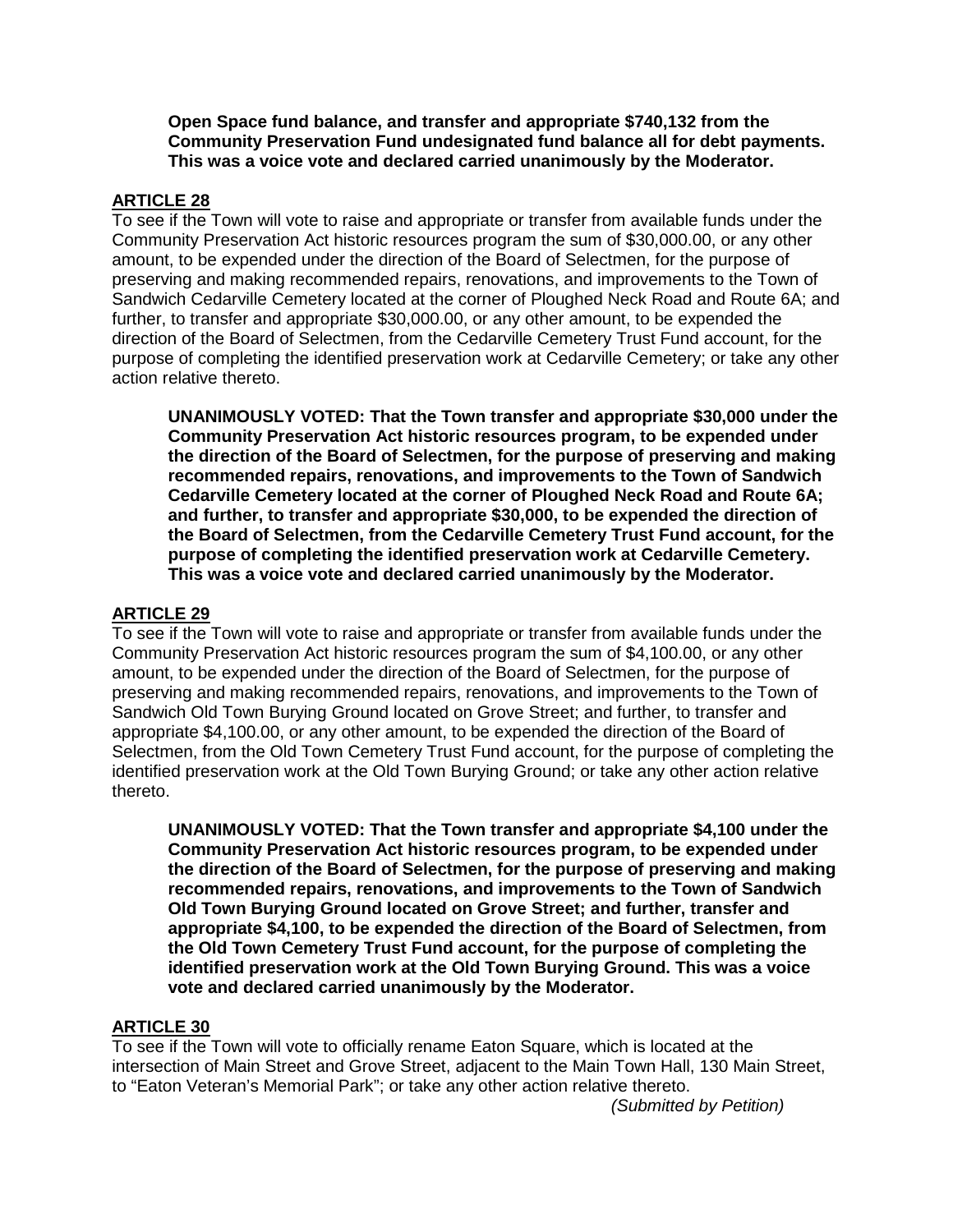**Open Space fund balance, and transfer and appropriate $740,132 from the Community Preservation Fund undesignated fund balance all for debt payments. This was a voice vote and declared carried unanimously by the Moderator.**

## ARTICLE 28

To see if the Town will vote to raise and appropriate or transfer from available funds under the Community Preservation Act historic resources program the sum of $30,000.00, or any other amount, to be expended under the direction of the Board of Selectmen, for the purpose of preserving and making recommended repairs, renovations, and improvements to the Town of Sandwich Cedarville Cemetery located at the corner of Ploughed Neck Road and Route 6A; and further, to transfer and appropriate $30,000.00, or any other amount, to be expended the direction of the Board of Selectmen, from the Cedarville Cemetery Trust Fund account, for the purpose of completing the identified preservation work at Cedarville Cemetery; or take any other action relative thereto.

**UNANIMOUSLY VOTED: That the Town transfer and appropriate $30,000 under the Community Preservation Act historic resources program, to be expended under the direction of the Board of Selectmen, for the purpose of preserving and making recommended repairs, renovations, and improvements to the Town of Sandwich Cedarville Cemetery located at the corner of Ploughed Neck Road and Route 6A; and further, to transfer and appropriate $30,000, to be expended the direction of the Board of Selectmen, from the Cedarville Cemetery Trust Fund account, for the purpose of completing the identified preservation work at Cedarville Cemetery. This was a voice vote and declared carried unanimously by the Moderator.**

## ARTICLE 29

To see if the Town will vote to raise and appropriate or transfer from available funds under the Community Preservation Act historic resources program the sum of $4,100.00, or any other amount, to be expended under the direction of the Board of Selectmen, for the purpose of preserving and making recommended repairs, renovations, and improvements to the Town of Sandwich Old Town Burying Ground located on Grove Street; and further, to transfer and appropriate $4,100.00, or any other amount, to be expended the direction of the Board of Selectmen, from the Old Town Cemetery Trust Fund account, for the purpose of completing the identified preservation work at the Old Town Burying Ground; or take any other action relative thereto.

**UNANIMOUSLY VOTED: That the Town transfer and appropriate $4,100 under the Community Preservation Act historic resources program, to be expended under the direction of the Board of Selectmen, for the purpose of preserving and making recommended repairs, renovations, and improvements to the Town of Sandwich Old Town Burying Ground located on Grove Street; and further, transfer and appropriate $4,100, to be expended the direction of the Board of Selectmen, from the Old Town Cemetery Trust Fund account, for the purpose of completing the identified preservation work at the Old Town Burying Ground. This was a voice vote and declared carried unanimously by the Moderator.**

## ARTICLE 30

To see if the Town will vote to officially rename Eaton Square, which is located at the intersection of Main Street and Grove Street, adjacent to the Main Town Hall, 130 Main Street, to "Eaton Veteran's Memorial Park"; or take any other action relative thereto.

*(Submitted by Petition)*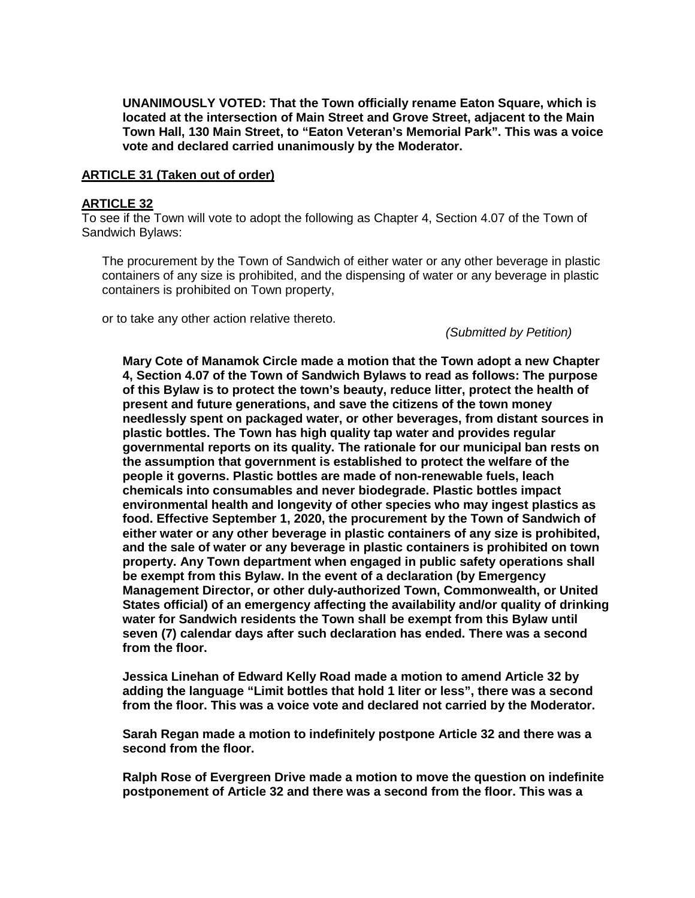**UNANIMOUSLY VOTED: That the Town officially rename Eaton Square, which is located at the intersection of Main Street and Grove Street, adjacent to the Main Town Hall, 130 Main Street, to "Eaton Veteran's Memorial Park". This was a voice vote and declared carried unanimously by the Moderator.**

**ARTICLE 31 (Taken out of order)**

**ARTICLE 32**

To see if the Town will vote to adopt the following as Chapter 4, Section 4.07 of the Town of Sandwich Bylaws:

The procurement by the Town of Sandwich of either water or any other beverage in plastic containers of any size is prohibited, and the dispensing of water or any beverage in plastic containers is prohibited on Town property,

or to take any other action relative thereto.

*(Submitted by Petition)*

**Mary Cote of Manamok Circle made a motion that the Town adopt a new Chapter 4, Section 4.07 of the Town of Sandwich Bylaws to read as follows: The purpose of this Bylaw is to protect the town's beauty, reduce litter, protect the health of present and future generations, and save the citizens of the town money needlessly spent on packaged water, or other beverages, from distant sources in plastic bottles. The Town has high quality tap water and provides regular governmental reports on its quality. The rationale for our municipal ban rests on the assumption that government is established to protect the welfare of the people it governs. Plastic bottles are made of non-renewable fuels, leach chemicals into consumables and never biodegrade. Plastic bottles impact environmental health and longevity of other species who may ingest plastics as food. Effective September 1, 2020, the procurement by the Town of Sandwich of either water or any other beverage in plastic containers of any size is prohibited, and the sale of water or any beverage in plastic containers is prohibited on town property. Any Town department when engaged in public safety operations shall be exempt from this Bylaw. In the event of a declaration (by Emergency Management Director, or other duly-authorized Town, Commonwealth, or United States official) of an emergency affecting the availability and/or quality of drinking water for Sandwich residents the Town shall be exempt from this Bylaw until seven (7) calendar days after such declaration has ended. There was a second from the floor.**

**Jessica Linehan of Edward Kelly Road made a motion to amend Article 32 by adding the language "Limit bottles that hold 1 liter or less", there was a second from the floor. This was a voice vote and declared not carried by the Moderator.**

**Sarah Regan made a motion to indefinitely postpone Article 32 and there was a second from the floor.**

**Ralph Rose of Evergreen Drive made a motion to move the question on indefinite postponement of Article 32 and there was a second from the floor. This was a**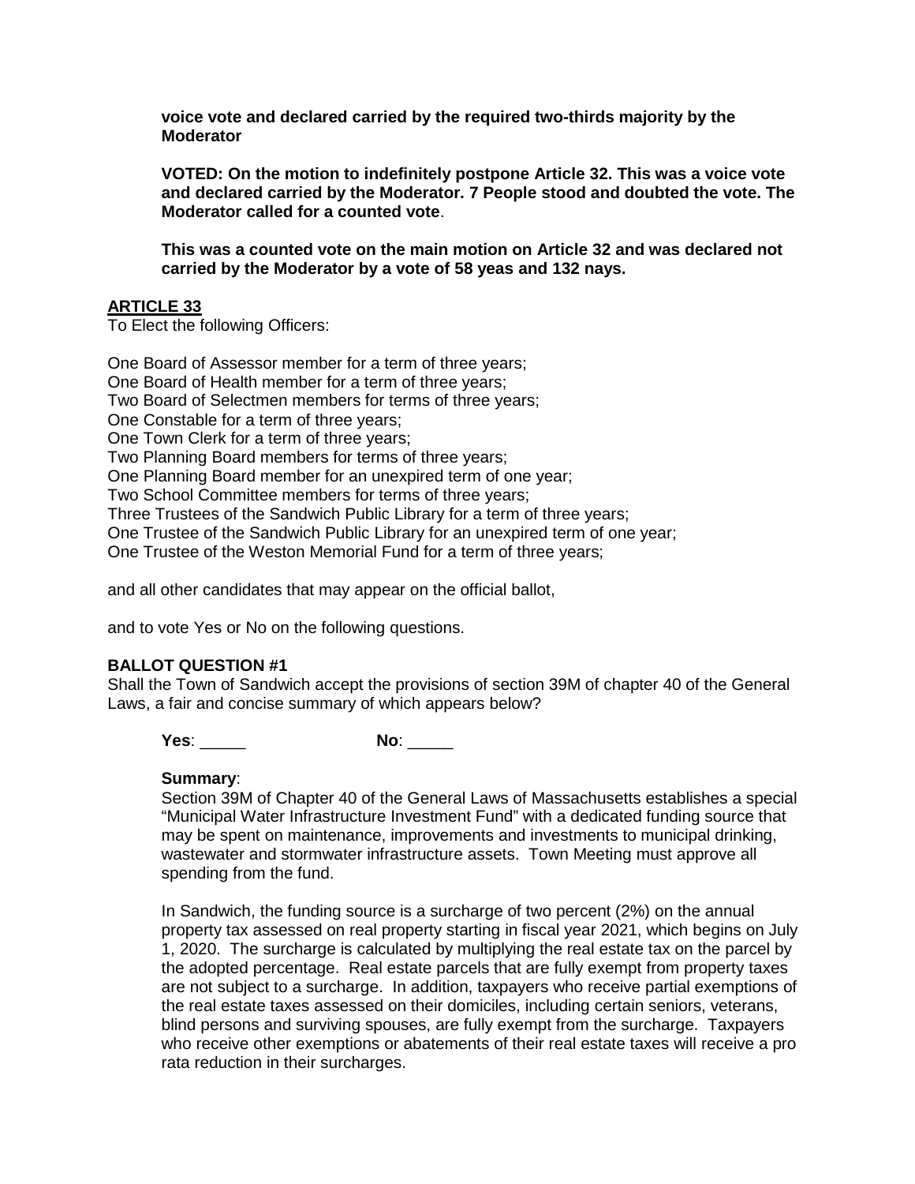**voice vote and declared carried by the required two-thirds majority by the Moderator**

**VOTED: On the motion to indefinitely postpone Article 32. This was a voice vote and declared carried by the Moderator. 7 People stood and doubted the vote. The Moderator called for a counted vote**.

**This was a counted vote on the main motion on Article 32 and was declared not carried by the Moderator by a vote of 58 yeas and 132 nays.**

## ARTICLE 33

To Elect the following Officers:

One Board of Assessor member for a term of three years;
One Board of Health member for a term of three years;
Two Board of Selectmen members for terms of three years;
One Constable for a term of three years;
One Town Clerk for a term of three years;
Two Planning Board members for terms of three years;
One Planning Board member for an unexpired term of one year;
Two School Committee members for terms of three years;
Three Trustees of the Sandwich Public Library for a term of three years;
One Trustee of the Sandwich Public Library for an unexpired term of one year;
One Trustee of the Weston Memorial Fund for a term of three years;

and all other candidates that may appear on the official ballot,

and to vote Yes or No on the following questions.

### BALLOT QUESTION #1

Shall the Town of Sandwich accept the provisions of section 39M of chapter 40 of the General Laws, a fair and concise summary of which appears below?

**Yes**: _____ **No**: _____

**Summary**:
Section 39M of Chapter 40 of the General Laws of Massachusetts establishes a special "Municipal Water Infrastructure Investment Fund" with a dedicated funding source that may be spent on maintenance, improvements and investments to municipal drinking, wastewater and stormwater infrastructure assets. Town Meeting must approve all spending from the fund.

In Sandwich, the funding source is a surcharge of two percent (2%) on the annual property tax assessed on real property starting in fiscal year 2021, which begins on July 1, 2020. The surcharge is calculated by multiplying the real estate tax on the parcel by the adopted percentage. Real estate parcels that are fully exempt from property taxes are not subject to a surcharge. In addition, taxpayers who receive partial exemptions of the real estate taxes assessed on their domiciles, including certain seniors, veterans, blind persons and surviving spouses, are fully exempt from the surcharge. Taxpayers who receive other exemptions or abatements of their real estate taxes will receive a pro rata reduction in their surcharges.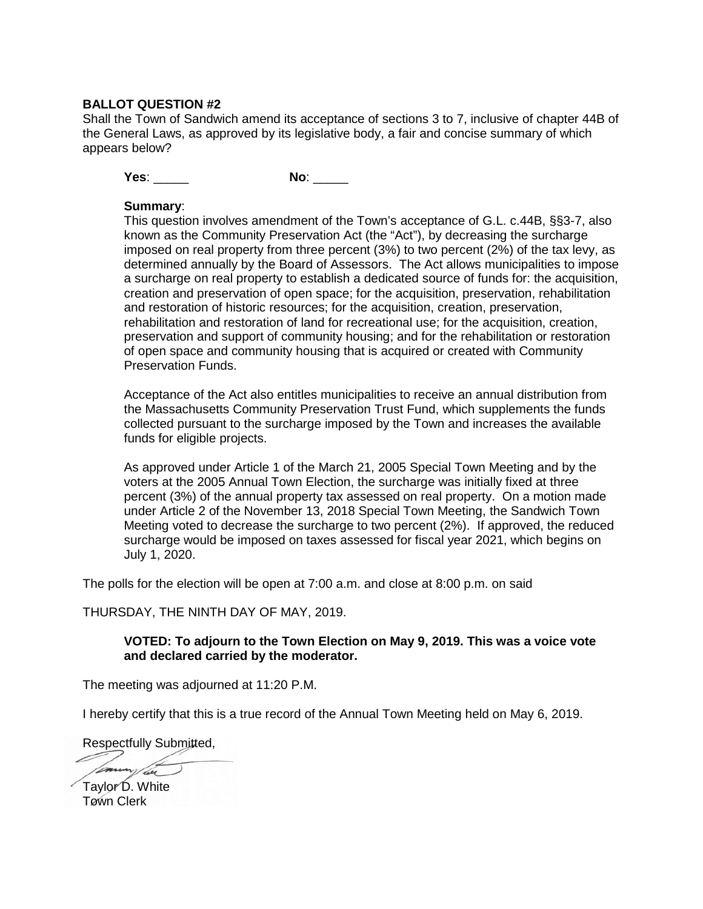**BALLOT QUESTION #2**

Shall the Town of Sandwich amend its acceptance of sections 3 to 7, inclusive of chapter 44B of the General Laws, as approved by its legislative body, a fair and concise summary of which appears below?

**Yes**: _____ **No**: _____

**Summary**:

This question involves amendment of the Town's acceptance of G.L. c.44B, §§3-7, also known as the Community Preservation Act (the "Act"), by decreasing the surcharge imposed on real property from three percent (3%) to two percent (2%) of the tax levy, as determined annually by the Board of Assessors. The Act allows municipalities to impose a surcharge on real property to establish a dedicated source of funds for: the acquisition, creation and preservation of open space; for the acquisition, preservation, rehabilitation and restoration of historic resources; for the acquisition, creation, preservation, rehabilitation and restoration of land for recreational use; for the acquisition, creation, preservation and support of community housing; and for the rehabilitation or restoration of open space and community housing that is acquired or created with Community Preservation Funds.

Acceptance of the Act also entitles municipalities to receive an annual distribution from the Massachusetts Community Preservation Trust Fund, which supplements the funds collected pursuant to the surcharge imposed by the Town and increases the available funds for eligible projects.

As approved under Article 1 of the March 21, 2005 Special Town Meeting and by the voters at the 2005 Annual Town Election, the surcharge was initially fixed at three percent (3%) of the annual property tax assessed on real property. On a motion made under Article 2 of the November 13, 2018 Special Town Meeting, the Sandwich Town Meeting voted to decrease the surcharge to two percent (2%). If approved, the reduced surcharge would be imposed on taxes assessed for fiscal year 2021, which begins on July 1, 2020.

The polls for the election will be open at 7:00 a.m. and close at 8:00 p.m. on said

THURSDAY, THE NINTH DAY OF MAY, 2019.

**VOTED: To adjourn to the Town Election on May 9, 2019. This was a voice vote and declared carried by the moderator.**

The meeting was adjourned at 11:20 P.M.

I hereby certify that this is a true record of the Annual Town Meeting held on May 6, 2019.

Respectfully Submitted,

Taylor D. White
Town Clerk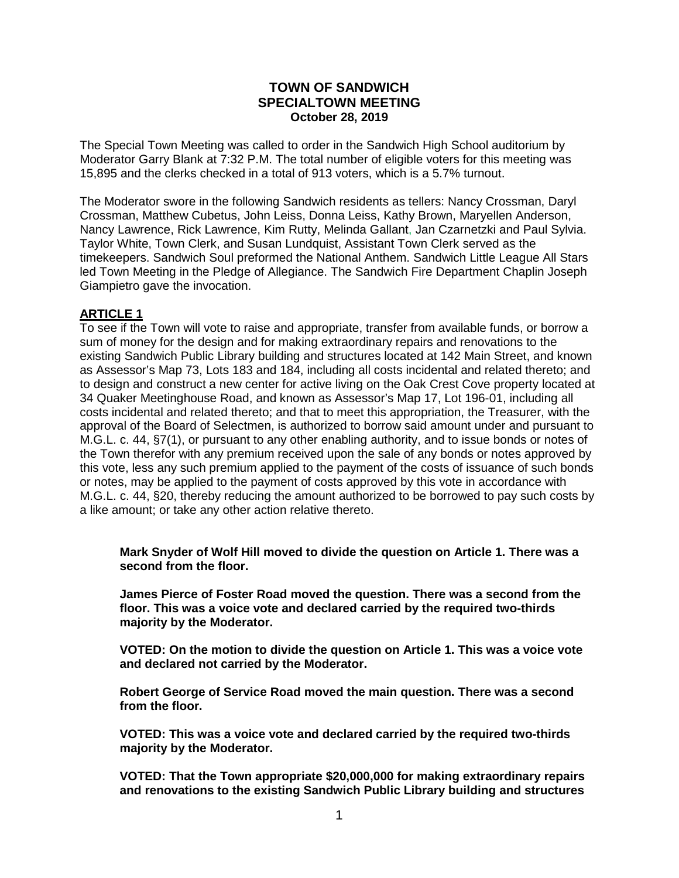# TOWN OF SANDWICH
## SPECIALTOWN MEETING
### October 28, 2019

The Special Town Meeting was called to order in the Sandwich High School auditorium by Moderator Garry Blank at 7:32 P.M. The total number of eligible voters for this meeting was 15,895 and the clerks checked in a total of 913 voters, which is a 5.7% turnout.

The Moderator swore in the following Sandwich residents as tellers: Nancy Crossman, Daryl Crossman, Matthew Cubetus, John Leiss, Donna Leiss, Kathy Brown, Maryellen Anderson, Nancy Lawrence, Rick Lawrence, Kim Rutty, Melinda Gallant, Jan Czarnetzki and Paul Sylvia. Taylor White, Town Clerk, and Susan Lundquist, Assistant Town Clerk served as the timekeepers. Sandwich Soul preformed the National Anthem. Sandwich Little League All Stars led Town Meeting in the Pledge of Allegiance. The Sandwich Fire Department Chaplin Joseph Giampietro gave the invocation.

**ARTICLE 1**

To see if the Town will vote to raise and appropriate, transfer from available funds, or borrow a sum of money for the design and for making extraordinary repairs and renovations to the existing Sandwich Public Library building and structures located at 142 Main Street, and known as Assessor's Map 73, Lots 183 and 184, including all costs incidental and related thereto; and to design and construct a new center for active living on the Oak Crest Cove property located at 34 Quaker Meetinghouse Road, and known as Assessor's Map 17, Lot 196-01, including all costs incidental and related thereto; and that to meet this appropriation, the Treasurer, with the approval of the Board of Selectmen, is authorized to borrow said amount under and pursuant to M.G.L. c. 44, §7(1), or pursuant to any other enabling authority, and to issue bonds or notes of the Town therefor with any premium received upon the sale of any bonds or notes approved by this vote, less any such premium applied to the payment of the costs of issuance of such bonds or notes, may be applied to the payment of costs approved by this vote in accordance with M.G.L. c. 44, §20, thereby reducing the amount authorized to be borrowed to pay such costs by a like amount; or take any other action relative thereto.

**Mark Snyder of Wolf Hill moved to divide the question on Article 1. There was a second from the floor.**

**James Pierce of Foster Road moved the question. There was a second from the floor. This was a voice vote and declared carried by the required two-thirds majority by the Moderator.**

**VOTED: On the motion to divide the question on Article 1. This was a voice vote and declared not carried by the Moderator.**

**Robert George of Service Road moved the main question. There was a second from the floor.**

**VOTED: This was a voice vote and declared carried by the required two-thirds majority by the Moderator.**

**VOTED: That the Town appropriate $20,000,000 for making extraordinary repairs and renovations to the existing Sandwich Public Library building and structures**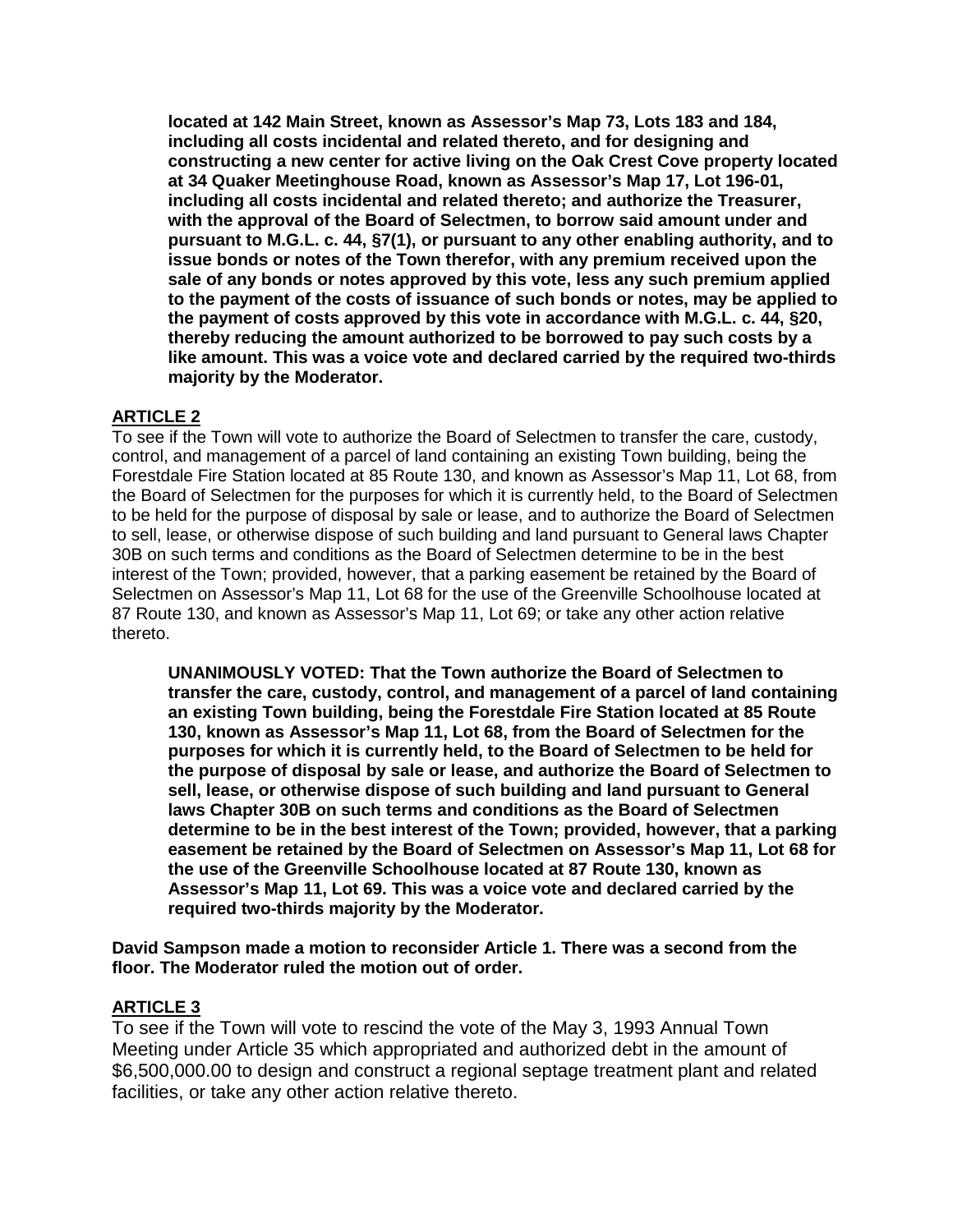**located at 142 Main Street, known as Assessor's Map 73, Lots 183 and 184, including all costs incidental and related thereto, and for designing and constructing a new center for active living on the Oak Crest Cove property located at 34 Quaker Meetinghouse Road, known as Assessor's Map 17, Lot 196-01, including all costs incidental and related thereto; and authorize the Treasurer, with the approval of the Board of Selectmen, to borrow said amount under and pursuant to M.G.L. c. 44, §7(1), or pursuant to any other enabling authority, and to issue bonds or notes of the Town therefor, with any premium received upon the sale of any bonds or notes approved by this vote, less any such premium applied to the payment of the costs of issuance of such bonds or notes, may be applied to the payment of costs approved by this vote in accordance with M.G.L. c. 44, §20, thereby reducing the amount authorized to be borrowed to pay such costs by a like amount. This was a voice vote and declared carried by the required two-thirds majority by the Moderator.**

## ARTICLE 2

To see if the Town will vote to authorize the Board of Selectmen to transfer the care, custody, control, and management of a parcel of land containing an existing Town building, being the Forestdale Fire Station located at 85 Route 130, and known as Assessor's Map 11, Lot 68, from the Board of Selectmen for the purposes for which it is currently held, to the Board of Selectmen to be held for the purpose of disposal by sale or lease, and to authorize the Board of Selectmen to sell, lease, or otherwise dispose of such building and land pursuant to General laws Chapter 30B on such terms and conditions as the Board of Selectmen determine to be in the best interest of the Town; provided, however, that a parking easement be retained by the Board of Selectmen on Assessor's Map 11, Lot 68 for the use of the Greenville Schoolhouse located at 87 Route 130, and known as Assessor's Map 11, Lot 69; or take any other action relative thereto.

**UNANIMOUSLY VOTED: That the Town authorize the Board of Selectmen to transfer the care, custody, control, and management of a parcel of land containing an existing Town building, being the Forestdale Fire Station located at 85 Route 130, known as Assessor's Map 11, Lot 68, from the Board of Selectmen for the purposes for which it is currently held, to the Board of Selectmen to be held for the purpose of disposal by sale or lease, and authorize the Board of Selectmen to sell, lease, or otherwise dispose of such building and land pursuant to General laws Chapter 30B on such terms and conditions as the Board of Selectmen determine to be in the best interest of the Town; provided, however, that a parking easement be retained by the Board of Selectmen on Assessor's Map 11, Lot 68 for the use of the Greenville Schoolhouse located at 87 Route 130, known as Assessor's Map 11, Lot 69. This was a voice vote and declared carried by the required two-thirds majority by the Moderator.**

**David Sampson made a motion to reconsider Article 1. There was a second from the floor. The Moderator ruled the motion out of order.**

## ARTICLE 3

To see if the Town will vote to rescind the vote of the May 3, 1993 Annual Town Meeting under Article 35 which appropriated and authorized debt in the amount of $6,500,000.00 to design and construct a regional septage treatment plant and related facilities, or take any other action relative thereto.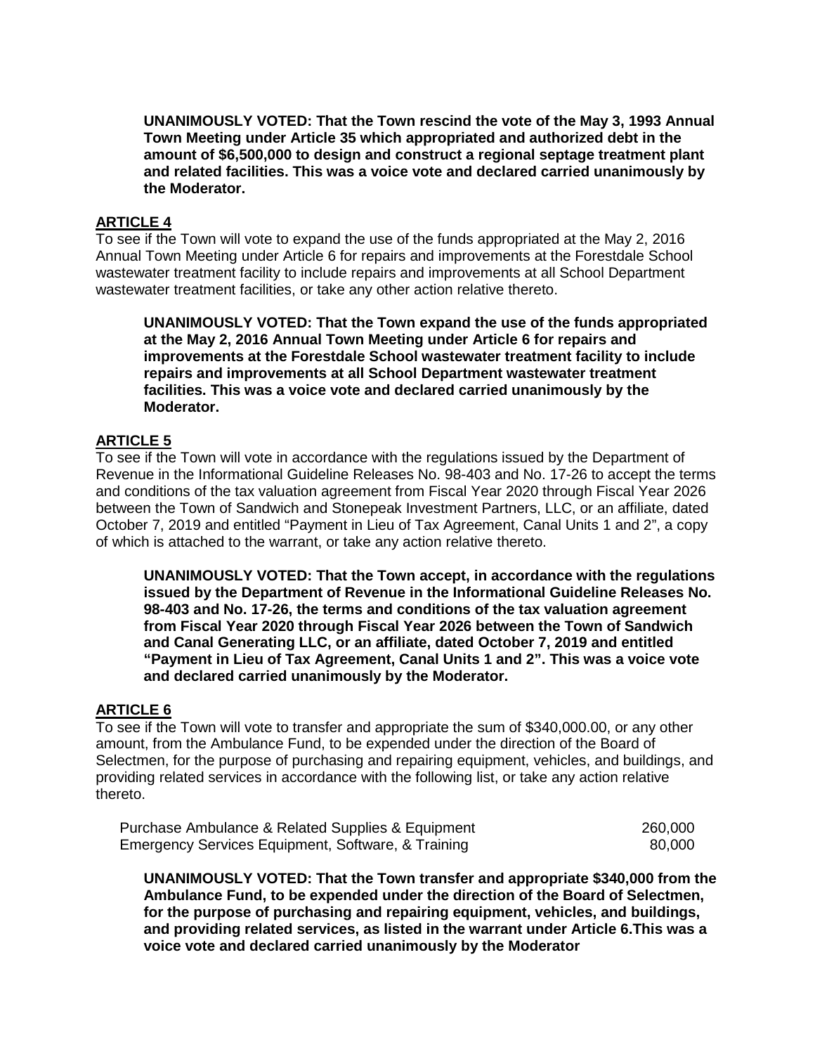**UNANIMOUSLY VOTED: That the Town rescind the vote of the May 3, 1993 Annual Town Meeting under Article 35 which appropriated and authorized debt in the amount of $6,500,000 to design and construct a regional septage treatment plant and related facilities. This was a voice vote and declared carried unanimously by the Moderator.**

## ARTICLE 4

To see if the Town will vote to expand the use of the funds appropriated at the May 2, 2016 Annual Town Meeting under Article 6 for repairs and improvements at the Forestdale School wastewater treatment facility to include repairs and improvements at all School Department wastewater treatment facilities, or take any other action relative thereto.

**UNANIMOUSLY VOTED: That the Town expand the use of the funds appropriated at the May 2, 2016 Annual Town Meeting under Article 6 for repairs and improvements at the Forestdale School wastewater treatment facility to include repairs and improvements at all School Department wastewater treatment facilities. This was a voice vote and declared carried unanimously by the Moderator.**

## ARTICLE 5

To see if the Town will vote in accordance with the regulations issued by the Department of Revenue in the Informational Guideline Releases No. 98-403 and No. 17-26 to accept the terms and conditions of the tax valuation agreement from Fiscal Year 2020 through Fiscal Year 2026 between the Town of Sandwich and Stonepeak Investment Partners, LLC, or an affiliate, dated October 7, 2019 and entitled "Payment in Lieu of Tax Agreement, Canal Units 1 and 2", a copy of which is attached to the warrant, or take any action relative thereto.

**UNANIMOUSLY VOTED: That the Town accept, in accordance with the regulations issued by the Department of Revenue in the Informational Guideline Releases No. 98-403 and No. 17-26, the terms and conditions of the tax valuation agreement from Fiscal Year 2020 through Fiscal Year 2026 between the Town of Sandwich and Canal Generating LLC, or an affiliate, dated October 7, 2019 and entitled "Payment in Lieu of Tax Agreement, Canal Units 1 and 2". This was a voice vote and declared carried unanimously by the Moderator.**

## ARTICLE 6

To see if the Town will vote to transfer and appropriate the sum of $340,000.00, or any other amount, from the Ambulance Fund, to be expended under the direction of the Board of Selectmen, for the purpose of purchasing and repairing equipment, vehicles, and buildings, and providing related services in accordance with the following list, or take any action relative thereto.

| | |
|---|---|
| Purchase Ambulance & Related Supplies & Equipment | 260,000 |
| Emergency Services Equipment, Software, & Training | 80,000 |

**UNANIMOUSLY VOTED: That the Town transfer and appropriate $340,000 from the Ambulance Fund, to be expended under the direction of the Board of Selectmen, for the purpose of purchasing and repairing equipment, vehicles, and buildings, and providing related services, as listed in the warrant under Article 6.This was a voice vote and declared carried unanimously by the Moderator**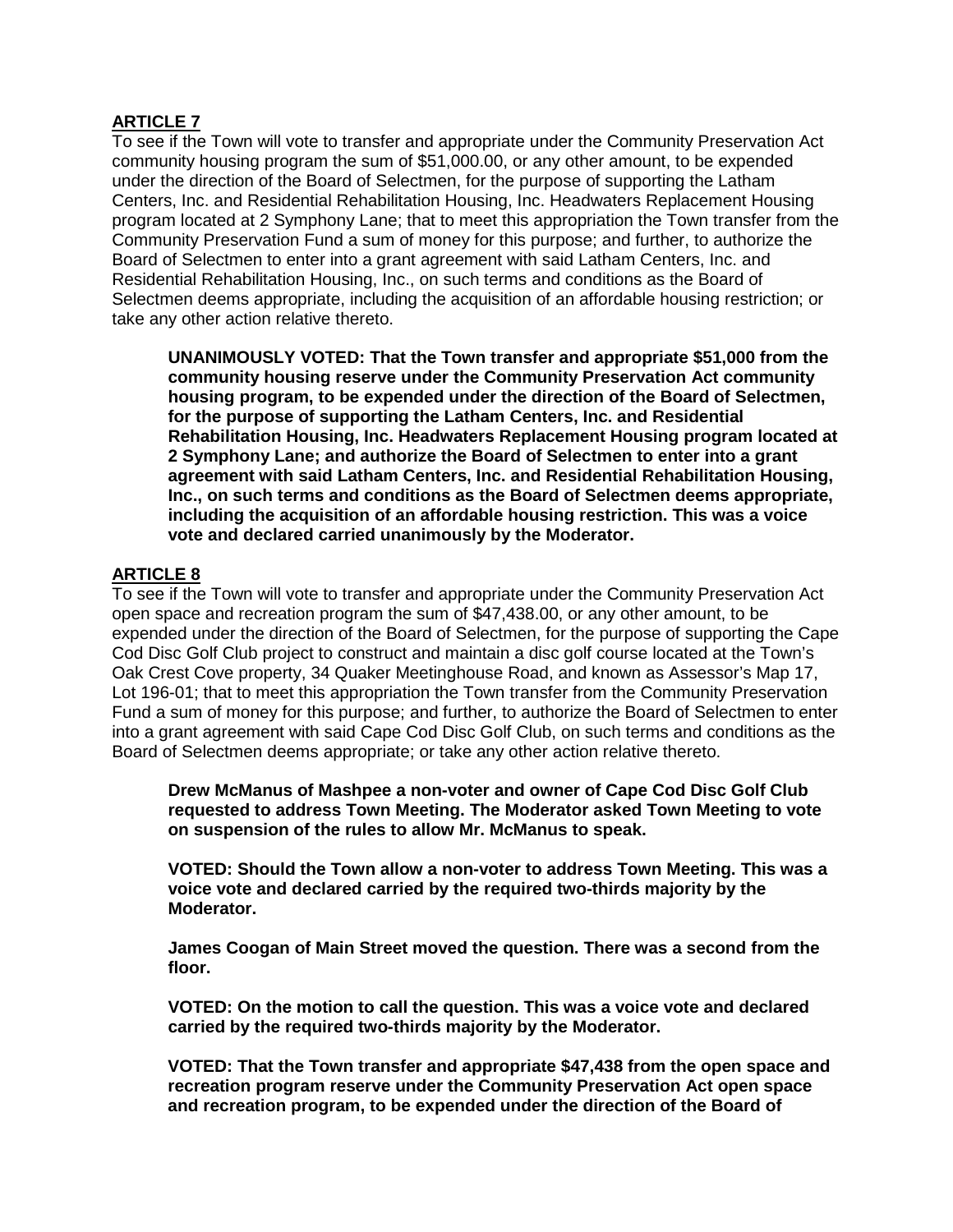## ARTICLE 7

To see if the Town will vote to transfer and appropriate under the Community Preservation Act community housing program the sum of $51,000.00, or any other amount, to be expended under the direction of the Board of Selectmen, for the purpose of supporting the Latham Centers, Inc. and Residential Rehabilitation Housing, Inc. Headwaters Replacement Housing program located at 2 Symphony Lane; that to meet this appropriation the Town transfer from the Community Preservation Fund a sum of money for this purpose; and further, to authorize the Board of Selectmen to enter into a grant agreement with said Latham Centers, Inc. and Residential Rehabilitation Housing, Inc., on such terms and conditions as the Board of Selectmen deems appropriate, including the acquisition of an affordable housing restriction; or take any other action relative thereto.

**UNANIMOUSLY VOTED: That the Town transfer and appropriate $51,000 from the community housing reserve under the Community Preservation Act community housing program, to be expended under the direction of the Board of Selectmen, for the purpose of supporting the Latham Centers, Inc. and Residential Rehabilitation Housing, Inc. Headwaters Replacement Housing program located at 2 Symphony Lane; and authorize the Board of Selectmen to enter into a grant agreement with said Latham Centers, Inc. and Residential Rehabilitation Housing, Inc., on such terms and conditions as the Board of Selectmen deems appropriate, including the acquisition of an affordable housing restriction. This was a voice vote and declared carried unanimously by the Moderator.**

## ARTICLE 8

To see if the Town will vote to transfer and appropriate under the Community Preservation Act open space and recreation program the sum of $47,438.00, or any other amount, to be expended under the direction of the Board of Selectmen, for the purpose of supporting the Cape Cod Disc Golf Club project to construct and maintain a disc golf course located at the Town's Oak Crest Cove property, 34 Quaker Meetinghouse Road, and known as Assessor's Map 17, Lot 196-01; that to meet this appropriation the Town transfer from the Community Preservation Fund a sum of money for this purpose; and further, to authorize the Board of Selectmen to enter into a grant agreement with said Cape Cod Disc Golf Club, on such terms and conditions as the Board of Selectmen deems appropriate; or take any other action relative thereto.

**Drew McManus of Mashpee a non-voter and owner of Cape Cod Disc Golf Club requested to address Town Meeting. The Moderator asked Town Meeting to vote on suspension of the rules to allow Mr. McManus to speak.**

**VOTED: Should the Town allow a non-voter to address Town Meeting. This was a voice vote and declared carried by the required two-thirds majority by the Moderator.**

**James Coogan of Main Street moved the question. There was a second from the floor.**

**VOTED: On the motion to call the question. This was a voice vote and declared carried by the required two-thirds majority by the Moderator.**

**VOTED: That the Town transfer and appropriate $47,438 from the open space and recreation program reserve under the Community Preservation Act open space and recreation program, to be expended under the direction of the Board of**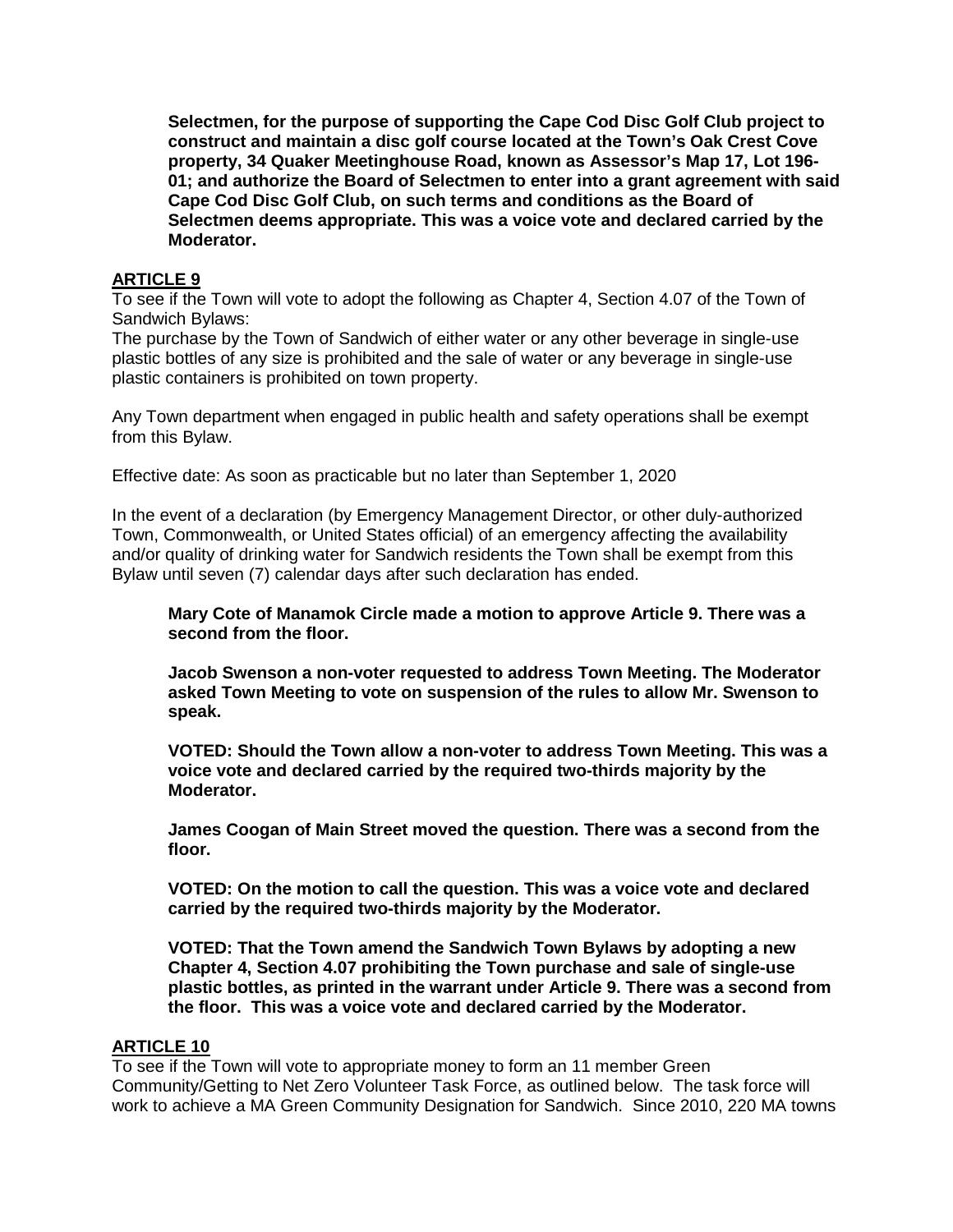**Selectmen, for the purpose of supporting the Cape Cod Disc Golf Club project to construct and maintain a disc golf course located at the Town's Oak Crest Cove property, 34 Quaker Meetinghouse Road, known as Assessor's Map 17, Lot 196-01; and authorize the Board of Selectmen to enter into a grant agreement with said Cape Cod Disc Golf Club, on such terms and conditions as the Board of Selectmen deems appropriate. This was a voice vote and declared carried by the Moderator.**

## ARTICLE 9

To see if the Town will vote to adopt the following as Chapter 4, Section 4.07 of the Town of Sandwich Bylaws:
The purchase by the Town of Sandwich of either water or any other beverage in single-use plastic bottles of any size is prohibited and the sale of water or any beverage in single-use plastic containers is prohibited on town property.

Any Town department when engaged in public health and safety operations shall be exempt from this Bylaw.

Effective date: As soon as practicable but no later than September 1, 2020

In the event of a declaration (by Emergency Management Director, or other duly-authorized Town, Commonwealth, or United States official) of an emergency affecting the availability and/or quality of drinking water for Sandwich residents the Town shall be exempt from this Bylaw until seven (7) calendar days after such declaration has ended.

**Mary Cote of Manamok Circle made a motion to approve Article 9. There was a second from the floor.**

**Jacob Swenson a non-voter requested to address Town Meeting. The Moderator asked Town Meeting to vote on suspension of the rules to allow Mr. Swenson to speak.**

**VOTED: Should the Town allow a non-voter to address Town Meeting. This was a voice vote and declared carried by the required two-thirds majority by the Moderator.**

**James Coogan of Main Street moved the question. There was a second from the floor.**

**VOTED: On the motion to call the question. This was a voice vote and declared carried by the required two-thirds majority by the Moderator.**

**VOTED: That the Town amend the Sandwich Town Bylaws by adopting a new Chapter 4, Section 4.07 prohibiting the Town purchase and sale of single-use plastic bottles, as printed in the warrant under Article 9. There was a second from the floor. This was a voice vote and declared carried by the Moderator.**

## ARTICLE 10

To see if the Town will vote to appropriate money to form an 11 member Green Community/Getting to Net Zero Volunteer Task Force, as outlined below. The task force will work to achieve a MA Green Community Designation for Sandwich. Since 2010, 220 MA towns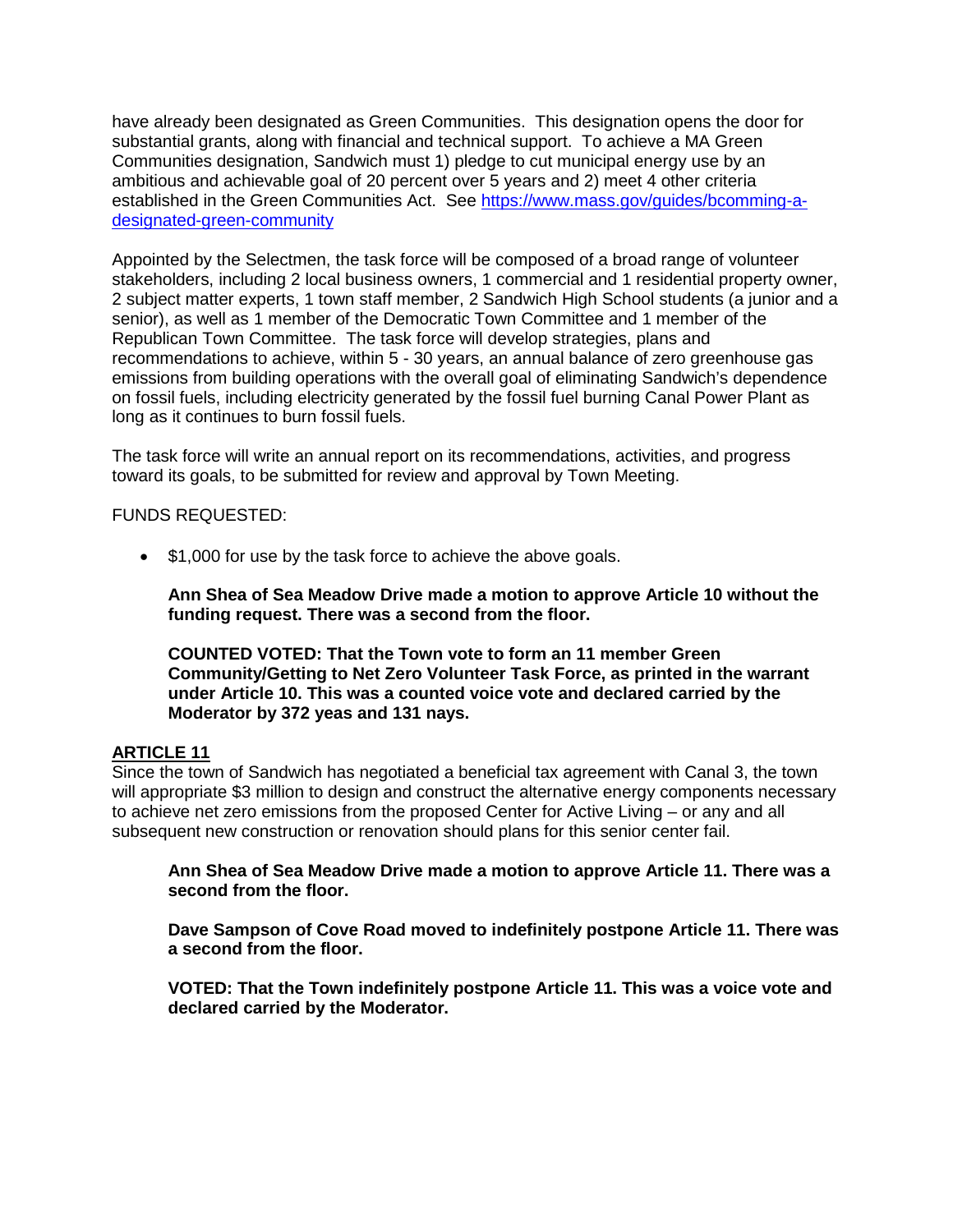have already been designated as Green Communities. This designation opens the door for substantial grants, along with financial and technical support. To achieve a MA Green Communities designation, Sandwich must 1) pledge to cut municipal energy use by an ambitious and achievable goal of 20 percent over 5 years and 2) meet 4 other criteria established in the Green Communities Act. See [https://www.mass.gov/guides/bcomming-a-designated-green-community](https://www.mass.gov/guides/bcomming-a-designated-green-community)

Appointed by the Selectmen, the task force will be composed of a broad range of volunteer stakeholders, including 2 local business owners, 1 commercial and 1 residential property owner, 2 subject matter experts, 1 town staff member, 2 Sandwich High School students (a junior and a senior), as well as 1 member of the Democratic Town Committee and 1 member of the Republican Town Committee. The task force will develop strategies, plans and recommendations to achieve, within 5 - 30 years, an annual balance of zero greenhouse gas emissions from building operations with the overall goal of eliminating Sandwich's dependence on fossil fuels, including electricity generated by the fossil fuel burning Canal Power Plant as long as it continues to burn fossil fuels.

The task force will write an annual report on its recommendations, activities, and progress toward its goals, to be submitted for review and approval by Town Meeting.

FUNDS REQUESTED:

- $1,000 for use by the task force to achieve the above goals.

**Ann Shea of Sea Meadow Drive made a motion to approve Article 10 without the funding request. There was a second from the floor.**

**COUNTED VOTED: That the Town vote to form an 11 member Green Community/Getting to Net Zero Volunteer Task Force, as printed in the warrant under Article 10. This was a counted voice vote and declared carried by the Moderator by 372 yeas and 131 nays.**

## ARTICLE 11

Since the town of Sandwich has negotiated a beneficial tax agreement with Canal 3, the town will appropriate $3 million to design and construct the alternative energy components necessary to achieve net zero emissions from the proposed Center for Active Living – or any and all subsequent new construction or renovation should plans for this senior center fail.

**Ann Shea of Sea Meadow Drive made a motion to approve Article 11. There was a second from the floor.**

**Dave Sampson of Cove Road moved to indefinitely postpone Article 11. There was a second from the floor.**

**VOTED: That the Town indefinitely postpone Article 11. This was a voice vote and declared carried by the Moderator.**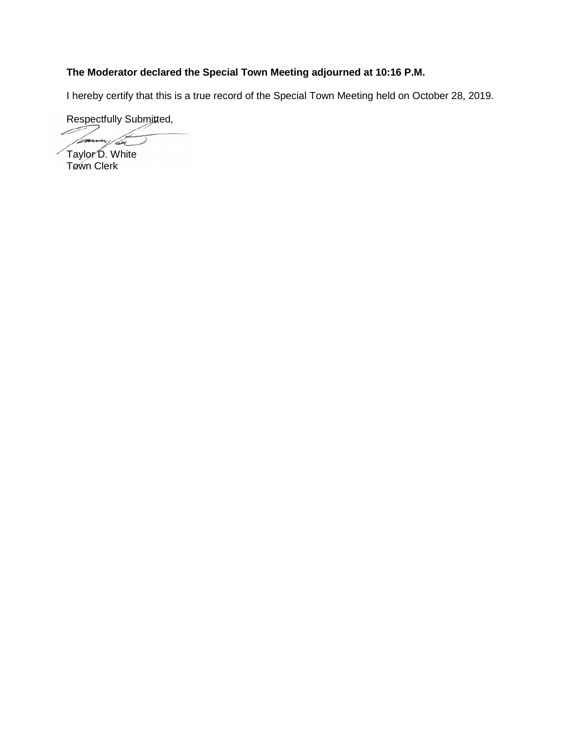**The Moderator declared the Special Town Meeting adjourned at 10:16 P.M.**

I hereby certify that this is a true record of the Special Town Meeting held on October 28, 2019.

Respectfully Submitted,

Taylor D. White
Town Clerk